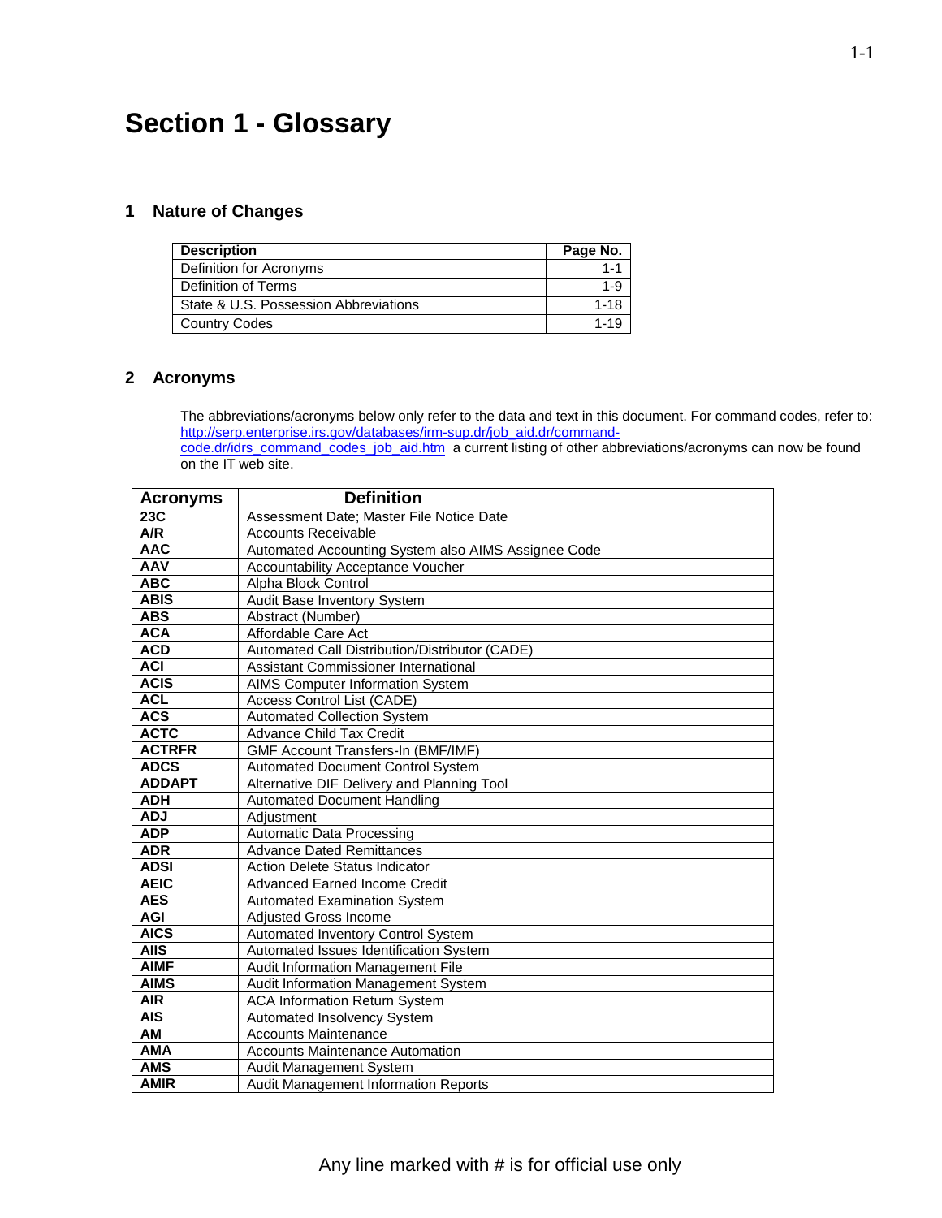# Section 1 - Glossary

## 1 Nature of Changes

| Description | Page No. |
|---|---|
| Definition for Acronyms | 1-1 |
| Definition of Terms | 1-9 |
| State & U.S. Possession Abbreviations | 1-18 |
| Country Codes | 1-19 |

## 2 Acronyms

The abbreviations/acronyms below only refer to the data and text in this document. For command codes, refer to: [http://serp.enterprise.irs.gov/databases/irm-sup.dr/job_aid.dr/command-code.dr/idrs_command_codes_job_aid.htm](http://serp.enterprise.irs.gov/databases/irm-sup.dr/job_aid.dr/command-code.dr/idrs_command_codes_job_aid.htm) a current listing of other abbreviations/acronyms can now be found on the IT web site.

| Acronyms | Definition |
|---|---|
| **23C** | Assessment Date; Master File Notice Date |
| **A/R** | Accounts Receivable |
| **AAC** | Automated Accounting System also AIMS Assignee Code |
| **AAV** | Accountability Acceptance Voucher |
| **ABC** | Alpha Block Control |
| **ABIS** | Audit Base Inventory System |
| **ABS** | Abstract (Number) |
| **ACA** | Affordable Care Act |
| **ACD** | Automated Call Distribution/Distributor (CADE) |
| **ACI** | Assistant Commissioner International |
| **ACIS** | AIMS Computer Information System |
| **ACL** | Access Control List (CADE) |
| **ACS** | Automated Collection System |
| **ACTC** | Advance Child Tax Credit |
| **ACTRFR** | GMF Account Transfers-In (BMF/IMF) |
| **ADCS** | Automated Document Control System |
| **ADDAPT** | Alternative DIF Delivery and Planning Tool |
| **ADH** | Automated Document Handling |
| **ADJ** | Adjustment |
| **ADP** | Automatic Data Processing |
| **ADR** | Advance Dated Remittances |
| **ADSI** | Action Delete Status Indicator |
| **AEIC** | Advanced Earned Income Credit |
| **AES** | Automated Examination System |
| **AGI** | Adjusted Gross Income |
| **AICS** | Automated Inventory Control System |
| **AIIS** | Automated Issues Identification System |
| **AIMF** | Audit Information Management File |
| **AIMS** | Audit Information Management System |
| **AIR** | ACA Information Return System |
| **AIS** | Automated Insolvency System |
| **AM** | Accounts Maintenance |
| **AMA** | Accounts Maintenance Automation |
| **AMS** | Audit Management System |
| **AMIR** | Audit Management Information Reports |

Any line marked with # is for official use only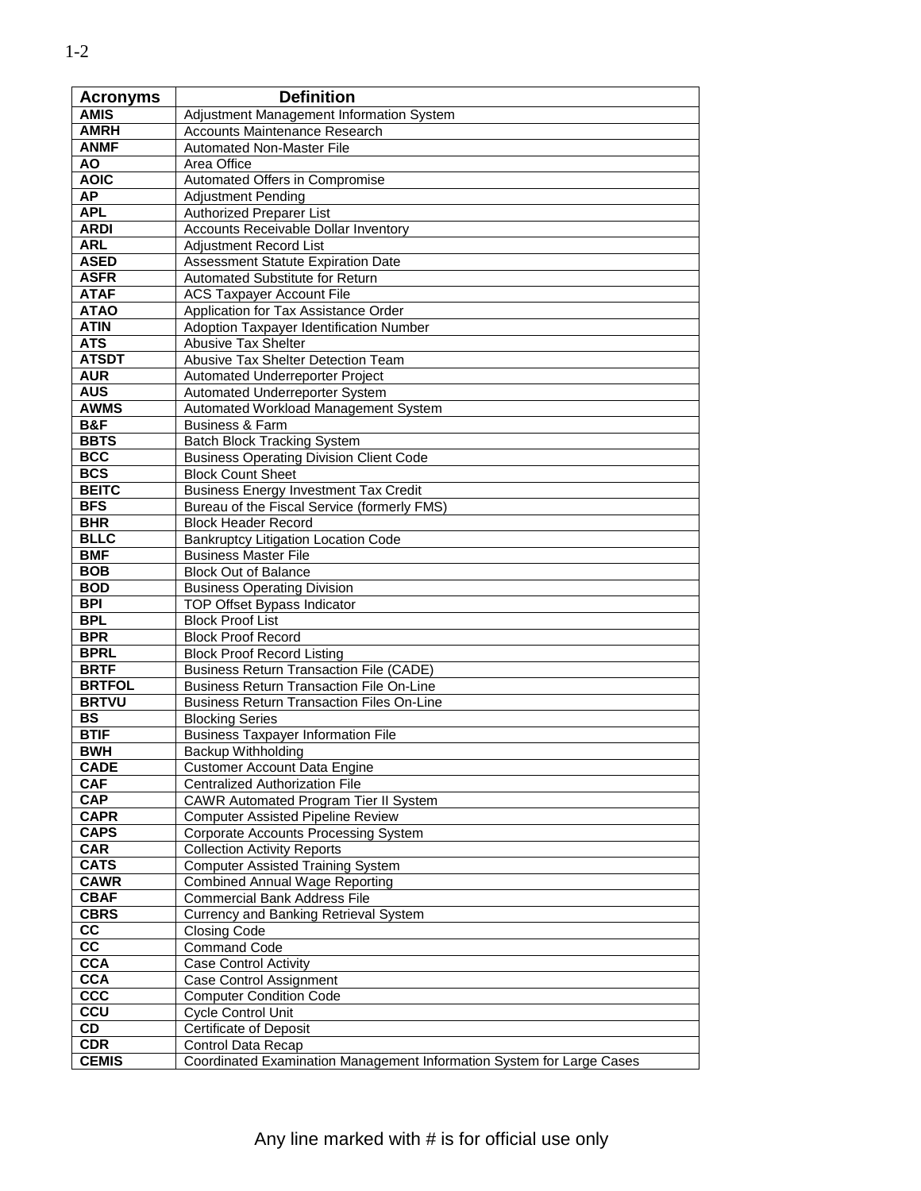| Acronyms | Definition |
|---|---|
| AMIS | Adjustment Management Information System |
| AMRH | Accounts Maintenance Research |
| ANMF | Automated Non-Master File |
| AO | Area Office |
| AOIC | Automated Offers in Compromise |
| AP | Adjustment Pending |
| APL | Authorized Preparer List |
| ARDI | Accounts Receivable Dollar Inventory |
| ARL | Adjustment Record List |
| ASED | Assessment Statute Expiration Date |
| ASFR | Automated Substitute for Return |
| ATAF | ACS Taxpayer Account File |
| ATAO | Application for Tax Assistance Order |
| ATIN | Adoption Taxpayer Identification Number |
| ATS | Abusive Tax Shelter |
| ATSDT | Abusive Tax Shelter Detection Team |
| AUR | Automated Underreporter Project |
| AUS | Automated Underreporter System |
| AWMS | Automated Workload Management System |
| B&F | Business & Farm |
| BBTS | Batch Block Tracking System |
| BCC | Business Operating Division Client Code |
| BCS | Block Count Sheet |
| BEITC | Business Energy Investment Tax Credit |
| BFS | Bureau of the Fiscal Service (formerly FMS) |
| BHR | Block Header Record |
| BLLC | Bankruptcy Litigation Location Code |
| BMF | Business Master File |
| BOB | Block Out of Balance |
| BOD | Business Operating Division |
| BPI | TOP Offset Bypass Indicator |
| BPL | Block Proof List |
| BPR | Block Proof Record |
| BPRL | Block Proof Record Listing |
| BRTF | Business Return Transaction File (CADE) |
| BRTFOL | Business Return Transaction File On-Line |
| BRTVU | Business Return Transaction Files On-Line |
| BS | Blocking Series |
| BTIF | Business Taxpayer Information File |
| BWH | Backup Withholding |
| CADE | Customer Account Data Engine |
| CAF | Centralized Authorization File |
| CAP | CAWR Automated Program Tier II System |
| CAPR | Computer Assisted Pipeline Review |
| CAPS | Corporate Accounts Processing System |
| CAR | Collection Activity Reports |
| CATS | Computer Assisted Training System |
| CAWR | Combined Annual Wage Reporting |
| CBAF | Commercial Bank Address File |
| CBRS | Currency and Banking Retrieval System |
| CC | Closing Code |
| CC | Command Code |
| CCA | Case Control Activity |
| CCA | Case Control Assignment |
| CCC | Computer Condition Code |
| CCU | Cycle Control Unit |
| CD | Certificate of Deposit |
| CDR | Control Data Recap |
| CEMIS | Coordinated Examination Management Information System for Large Cases |

Any line marked with # is for official use only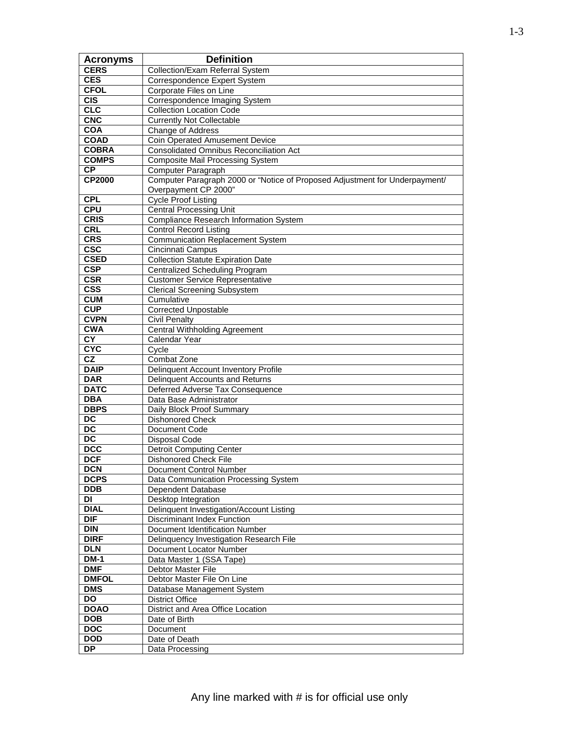| Acronyms | Definition |
|---|---|
| CERS | Collection/Exam Referral System |
| CES | Correspondence Expert System |
| CFOL | Corporate Files on Line |
| CIS | Correspondence Imaging System |
| CLC | Collection Location Code |
| CNC | Currently Not Collectable |
| COA | Change of Address |
| COAD | Coin Operated Amusement Device |
| COBRA | Consolidated Omnibus Reconciliation Act |
| COMPS | Composite Mail Processing System |
| CP | Computer Paragraph |
| CP2000 | Computer Paragraph 2000 or “Notice of Proposed Adjustment for Underpayment/ Overpayment CP 2000” |
| CPL | Cycle Proof Listing |
| CPU | Central Processing Unit |
| CRIS | Compliance Research Information System |
| CRL | Control Record Listing |
| CRS | Communication Replacement System |
| CSC | Cincinnati Campus |
| CSED | Collection Statute Expiration Date |
| CSP | Centralized Scheduling Program |
| CSR | Customer Service Representative |
| CSS | Clerical Screening Subsystem |
| CUM | Cumulative |
| CUP | Corrected Unpostable |
| CVPN | Civil Penalty |
| CWA | Central Withholding Agreement |
| CY | Calendar Year |
| CYC | Cycle |
| CZ | Combat Zone |
| DAIP | Delinquent Account Inventory Profile |
| DAR | Delinquent Accounts and Returns |
| DATC | Deferred Adverse Tax Consequence |
| DBA | Data Base Administrator |
| DBPS | Daily Block Proof Summary |
| DC | Dishonored Check |
| DC | Document Code |
| DC | Disposal Code |
| DCC | Detroit Computing Center |
| DCF | Dishonored Check File |
| DCN | Document Control Number |
| DCPS | Data Communication Processing System |
| DDB | Dependent Database |
| DI | Desktop Integration |
| DIAL | Delinquent Investigation/Account Listing |
| DIF | Discriminant Index Function |
| DIN | Document Identification Number |
| DIRF | Delinquency Investigation Research File |
| DLN | Document Locator Number |
| DM-1 | Data Master 1 (SSA Tape) |
| DMF | Debtor Master File |
| DMFOL | Debtor Master File On Line |
| DMS | Database Management System |
| DO | District Office |
| DOAO | District and Area Office Location |
| DOB | Date of Birth |
| DOC | Document |
| DOD | Date of Death |
| DP | Data Processing |

Any line marked with # is for official use only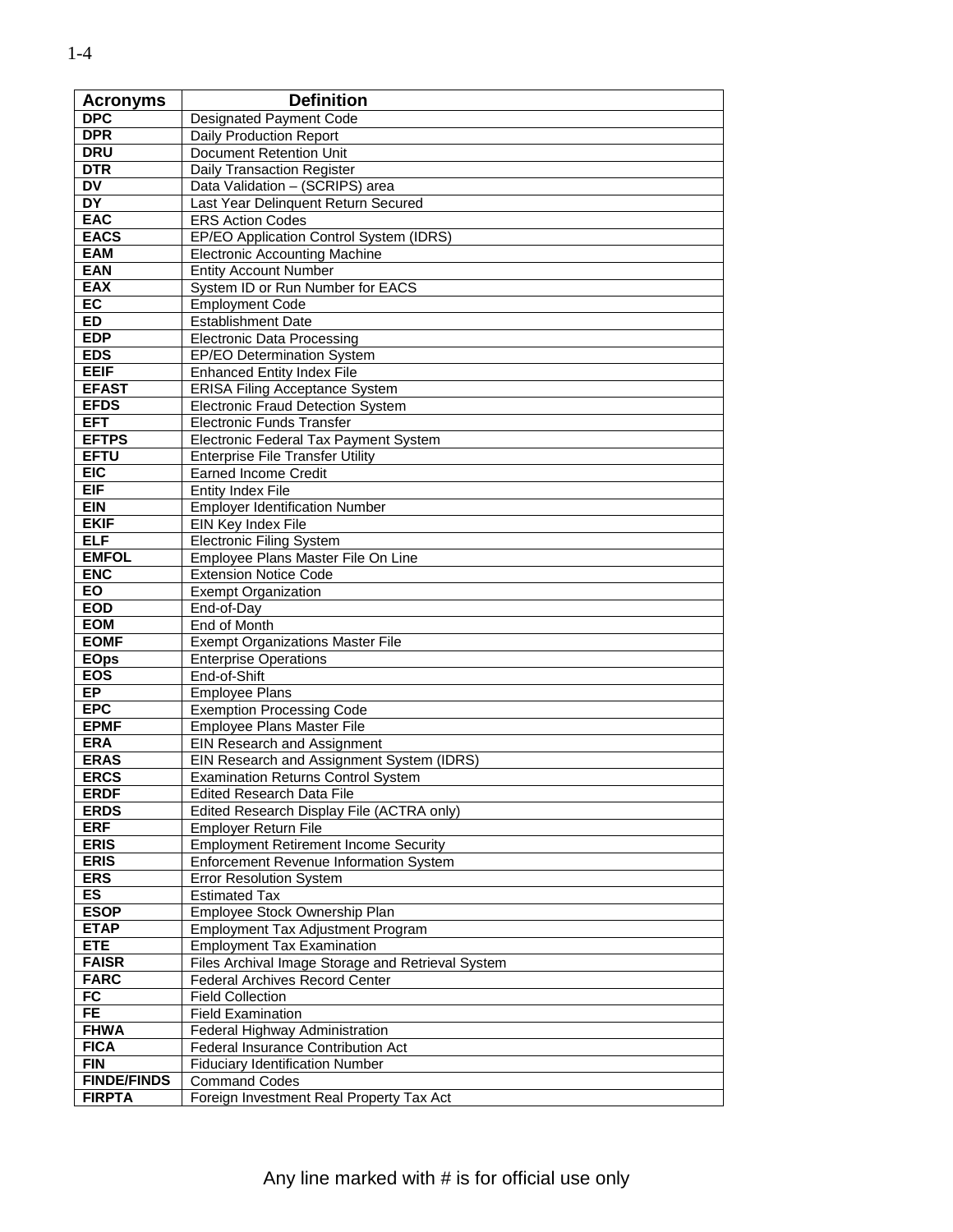| Acronyms | Definition |
|---|---|
| DPC | Designated Payment Code |
| DPR | Daily Production Report |
| DRU | Document Retention Unit |
| DTR | Daily Transaction Register |
| DV | Data Validation – (SCRIPS) area |
| DY | Last Year Delinquent Return Secured |
| EAC | ERS Action Codes |
| EACS | EP/EO Application Control System (IDRS) |
| EAM | Electronic Accounting Machine |
| EAN | Entity Account Number |
| EAX | System ID or Run Number for EACS |
| EC | Employment Code |
| ED | Establishment Date |
| EDP | Electronic Data Processing |
| EDS | EP/EO Determination System |
| EEIF | Enhanced Entity Index File |
| EFAST | ERISA Filing Acceptance System |
| EFDS | Electronic Fraud Detection System |
| EFT | Electronic Funds Transfer |
| EFTPS | Electronic Federal Tax Payment System |
| EFTU | Enterprise File Transfer Utility |
| EIC | Earned Income Credit |
| EIF | Entity Index File |
| EIN | Employer Identification Number |
| EKIF | EIN Key Index File |
| ELF | Electronic Filing System |
| EMFOL | Employee Plans Master File On Line |
| ENC | Extension Notice Code |
| EO | Exempt Organization |
| EOD | End-of-Day |
| EOM | End of Month |
| EOMF | Exempt Organizations Master File |
| EOps | Enterprise Operations |
| EOS | End-of-Shift |
| EP | Employee Plans |
| EPC | Exemption Processing Code |
| EPMF | Employee Plans Master File |
| ERA | EIN Research and Assignment |
| ERAS | EIN Research and Assignment System (IDRS) |
| ERCS | Examination Returns Control System |
| ERDF | Edited Research Data File |
| ERDS | Edited Research Display File (ACTRA only) |
| ERF | Employer Return File |
| ERIS | Employment Retirement Income Security |
| ERIS | Enforcement Revenue Information System |
| ERS | Error Resolution System |
| ES | Estimated Tax |
| ESOP | Employee Stock Ownership Plan |
| ETAP | Employment Tax Adjustment Program |
| ETE | Employment Tax Examination |
| FAISR | Files Archival Image Storage and Retrieval System |
| FARC | Federal Archives Record Center |
| FC | Field Collection |
| FE | Field Examination |
| FHWA | Federal Highway Administration |
| FICA | Federal Insurance Contribution Act |
| FIN | Fiduciary Identification Number |
| FINDE/FINDS | Command Codes |
| FIRPTA | Foreign Investment Real Property Tax Act |

Any line marked with # is for official use only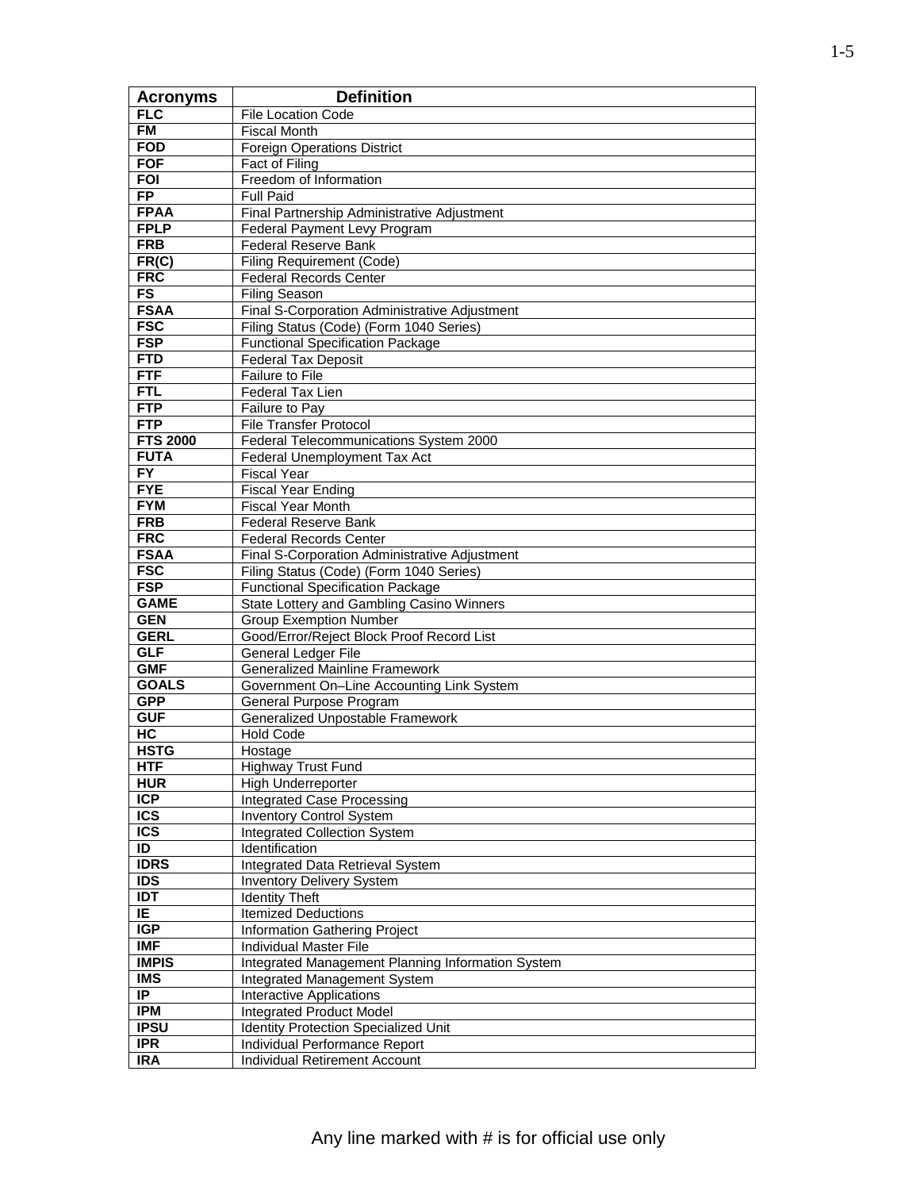| Acronyms | Definition |
|---|---|
| FLC | File Location Code |
| FM | Fiscal Month |
| FOD | Foreign Operations District |
| FOF | Fact of Filing |
| FOI | Freedom of Information |
| FP | Full Paid |
| FPAA | Final Partnership Administrative Adjustment |
| FPLP | Federal Payment Levy Program |
| FRB | Federal Reserve Bank |
| FR(C) | Filing Requirement (Code) |
| FRC | Federal Records Center |
| FS | Filing Season |
| FSAA | Final S-Corporation Administrative Adjustment |
| FSC | Filing Status (Code) (Form 1040 Series) |
| FSP | Functional Specification Package |
| FTD | Federal Tax Deposit |
| FTF | Failure to File |
| FTL | Federal Tax Lien |
| FTP | Failure to Pay |
| FTP | File Transfer Protocol |
| FTS 2000 | Federal Telecommunications System 2000 |
| FUTA | Federal Unemployment Tax Act |
| FY | Fiscal Year |
| FYE | Fiscal Year Ending |
| FYM | Fiscal Year Month |
| FRB | Federal Reserve Bank |
| FRC | Federal Records Center |
| FSAA | Final S-Corporation Administrative Adjustment |
| FSC | Filing Status (Code) (Form 1040 Series) |
| FSP | Functional Specification Package |
| GAME | State Lottery and Gambling Casino Winners |
| GEN | Group Exemption Number |
| GERL | Good/Error/Reject Block Proof Record List |
| GLF | General Ledger File |
| GMF | Generalized Mainline Framework |
| GOALS | Government On–Line Accounting Link System |
| GPP | General Purpose Program |
| GUF | Generalized Unpostable Framework |
| HC | Hold Code |
| HSTG | Hostage |
| HTF | Highway Trust Fund |
| HUR | High Underreporter |
| ICP | Integrated Case Processing |
| ICS | Inventory Control System |
| ICS | Integrated Collection System |
| ID | Identification |
| IDRS | Integrated Data Retrieval System |
| IDS | Inventory Delivery System |
| IDT | Identity Theft |
| IE | Itemized Deductions |
| IGP | Information Gathering Project |
| IMF | Individual Master File |
| IMPIS | Integrated Management Planning Information System |
| IMS | Integrated Management System |
| IP | Interactive Applications |
| IPM | Integrated Product Model |
| IPSU | Identity Protection Specialized Unit |
| IPR | Individual Performance Report |
| IRA | Individual Retirement Account |

Any line marked with # is for official use only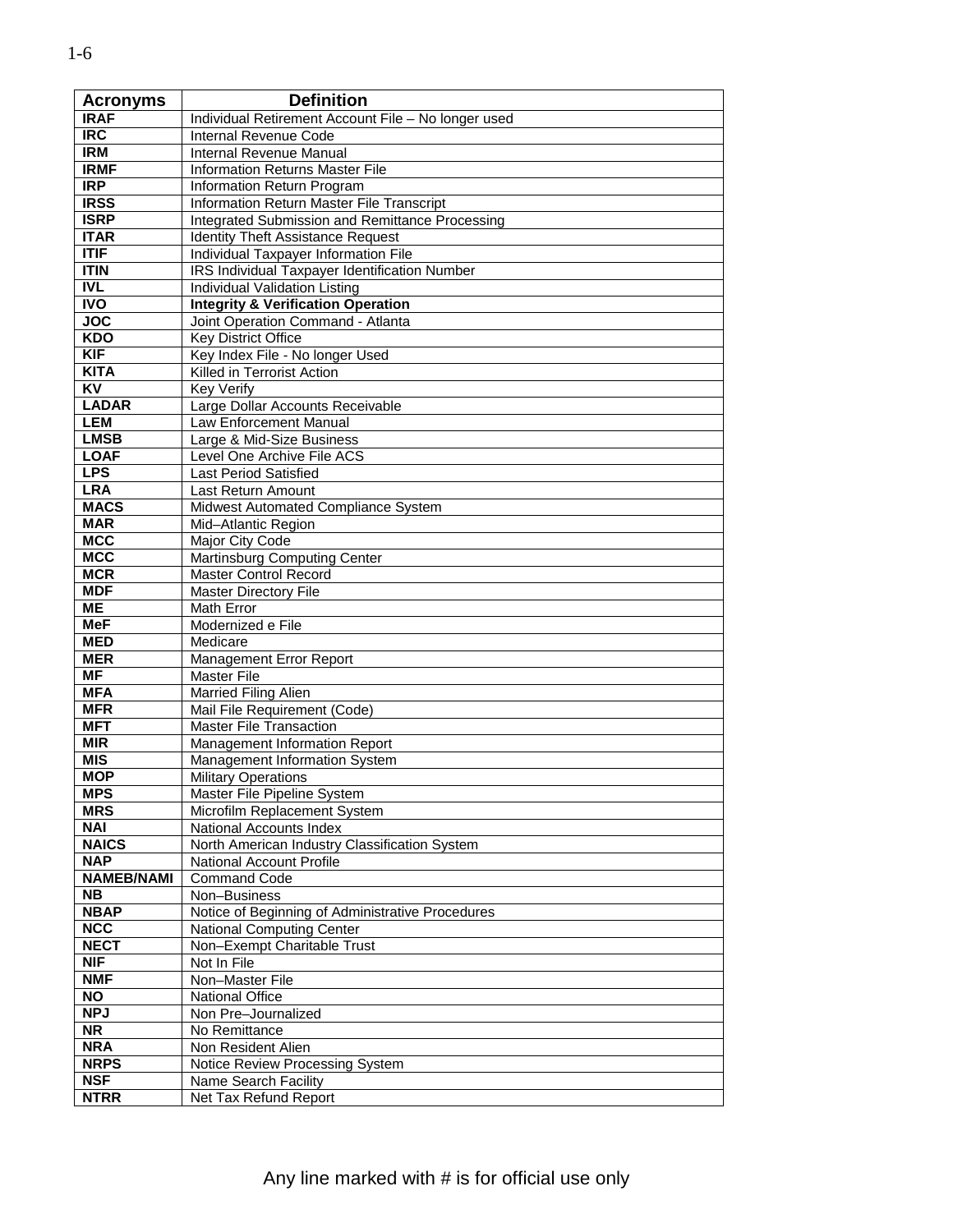| Acronyms | Definition |
|---|---|
| **IRAF** | Individual Retirement Account File – No longer used |
| **IRC** | Internal Revenue Code |
| **IRM** | Internal Revenue Manual |
| **IRMF** | Information Returns Master File |
| **IRP** | Information Return Program |
| **IRSS** | Information Return Master File Transcript |
| **ISRP** | Integrated Submission and Remittance Processing |
| **ITAR** | Identity Theft Assistance Request |
| **ITIF** | Individual Taxpayer Information File |
| **ITIN** | IRS Individual Taxpayer Identification Number |
| **IVL** | Individual Validation Listing |
| **IVO** | **Integrity & Verification Operation** |
| **JOC** | Joint Operation Command - Atlanta |
| **KDO** | Key District Office |
| **KIF** | Key Index File - No longer Used |
| **KITA** | Killed in Terrorist Action |
| **KV** | Key Verify |
| **LADAR** | Large Dollar Accounts Receivable |
| **LEM** | Law Enforcement Manual |
| **LMSB** | Large & Mid-Size Business |
| **LOAF** | Level One Archive File ACS |
| **LPS** | Last Period Satisfied |
| **LRA** | Last Return Amount |
| **MACS** | Midwest Automated Compliance System |
| **MAR** | Mid–Atlantic Region |
| **MCC** | Major City Code |
| **MCC** | Martinsburg Computing Center |
| **MCR** | Master Control Record |
| **MDF** | Master Directory File |
| **ME** | Math Error |
| **MeF** | Modernized e File |
| **MED** | Medicare |
| **MER** | Management Error Report |
| **MF** | Master File |
| **MFA** | Married Filing Alien |
| **MFR** | Mail File Requirement (Code) |
| **MFT** | Master File Transaction |
| **MIR** | Management Information Report |
| **MIS** | Management Information System |
| **MOP** | Military Operations |
| **MPS** | Master File Pipeline System |
| **MRS** | Microfilm Replacement System |
| **NAI** | National Accounts Index |
| **NAICS** | North American Industry Classification System |
| **NAP** | National Account Profile |
| **NAMEB/NAMI** | Command Code |
| **NB** | Non–Business |
| **NBAP** | Notice of Beginning of Administrative Procedures |
| **NCC** | National Computing Center |
| **NECT** | Non–Exempt Charitable Trust |
| **NIF** | Not In File |
| **NMF** | Non–Master File |
| **NO** | National Office |
| **NPJ** | Non Pre–Journalized |
| **NR** | No Remittance |
| **NRA** | Non Resident Alien |
| **NRPS** | Notice Review Processing System |
| **NSF** | Name Search Facility |
| **NTRR** | Net Tax Refund Report |

Any line marked with # is for official use only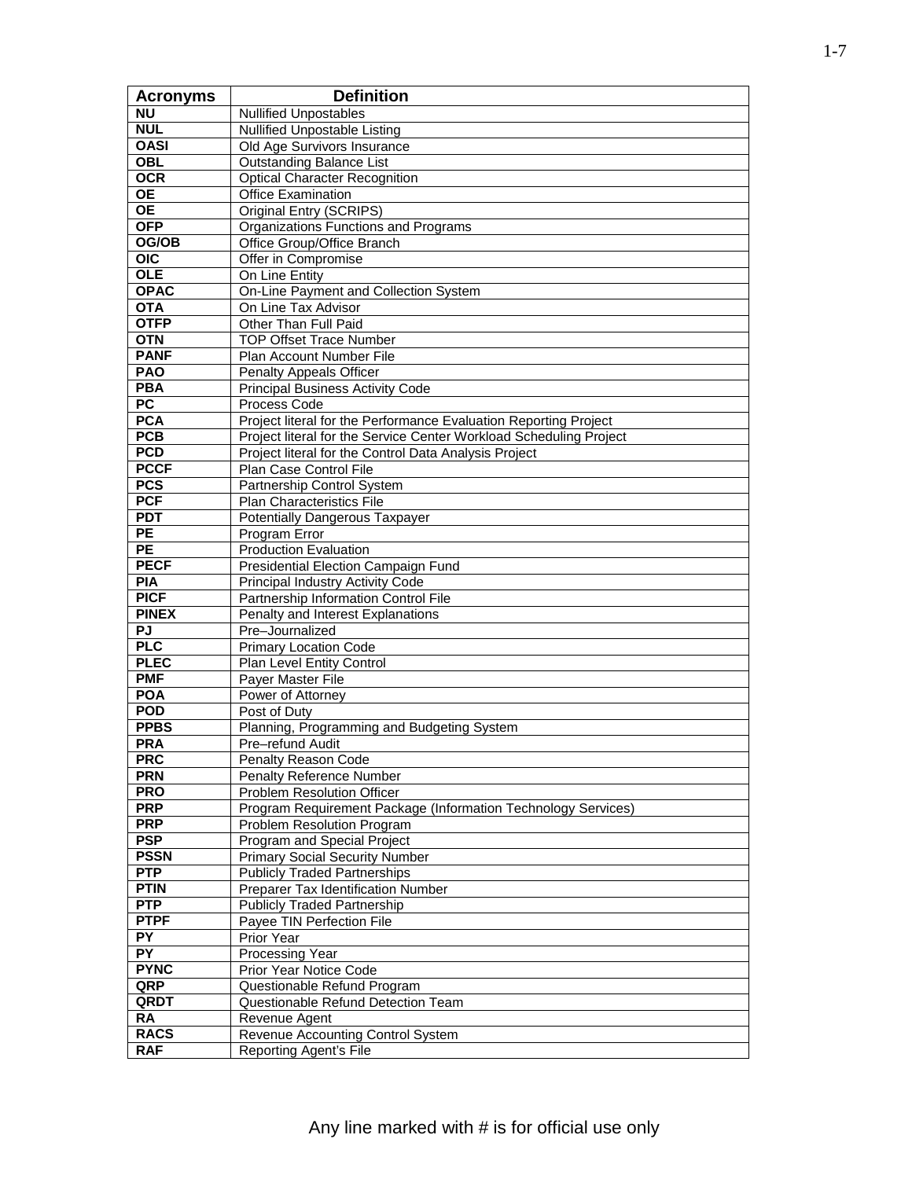| Acronyms | Definition |
|---|---|
| NU | Nullified Unpostables |
| NUL | Nullified Unpostable Listing |
| OASI | Old Age Survivors Insurance |
| OBL | Outstanding Balance List |
| OCR | Optical Character Recognition |
| OE | Office Examination |
| OE | Original Entry (SCRIPS) |
| OFP | Organizations Functions and Programs |
| OG/OB | Office Group/Office Branch |
| OIC | Offer in Compromise |
| OLE | On Line Entity |
| OPAC | On-Line Payment and Collection System |
| OTA | On Line Tax Advisor |
| OTFP | Other Than Full Paid |
| OTN | TOP Offset Trace Number |
| PANF | Plan Account Number File |
| PAO | Penalty Appeals Officer |
| PBA | Principal Business Activity Code |
| PC | Process Code |
| PCA | Project literal for the Performance Evaluation Reporting Project |
| PCB | Project literal for the Service Center Workload Scheduling Project |
| PCD | Project literal for the Control Data Analysis Project |
| PCCF | Plan Case Control File |
| PCS | Partnership Control System |
| PCF | Plan Characteristics File |
| PDT | Potentially Dangerous Taxpayer |
| PE | Program Error |
| PE | Production Evaluation |
| PECF | Presidential Election Campaign Fund |
| PIA | Principal Industry Activity Code |
| PICF | Partnership Information Control File |
| PINEX | Penalty and Interest Explanations |
| PJ | Pre–Journalized |
| PLC | Primary Location Code |
| PLEC | Plan Level Entity Control |
| PMF | Payer Master File |
| POA | Power of Attorney |
| POD | Post of Duty |
| PPBS | Planning, Programming and Budgeting System |
| PRA | Pre–refund Audit |
| PRC | Penalty Reason Code |
| PRN | Penalty Reference Number |
| PRO | Problem Resolution Officer |
| PRP | Program Requirement Package (Information Technology Services) |
| PRP | Problem Resolution Program |
| PSP | Program and Special Project |
| PSSN | Primary Social Security Number |
| PTP | Publicly Traded Partnerships |
| PTIN | Preparer Tax Identification Number |
| PTP | Publicly Traded Partnership |
| PTPF | Payee TIN Perfection File |
| PY | Prior Year |
| PY | Processing Year |
| PYNC | Prior Year Notice Code |
| QRP | Questionable Refund Program |
| QRDT | Questionable Refund Detection Team |
| RA | Revenue Agent |
| RACS | Revenue Accounting Control System |
| RAF | Reporting Agent's File |

Any line marked with # is for official use only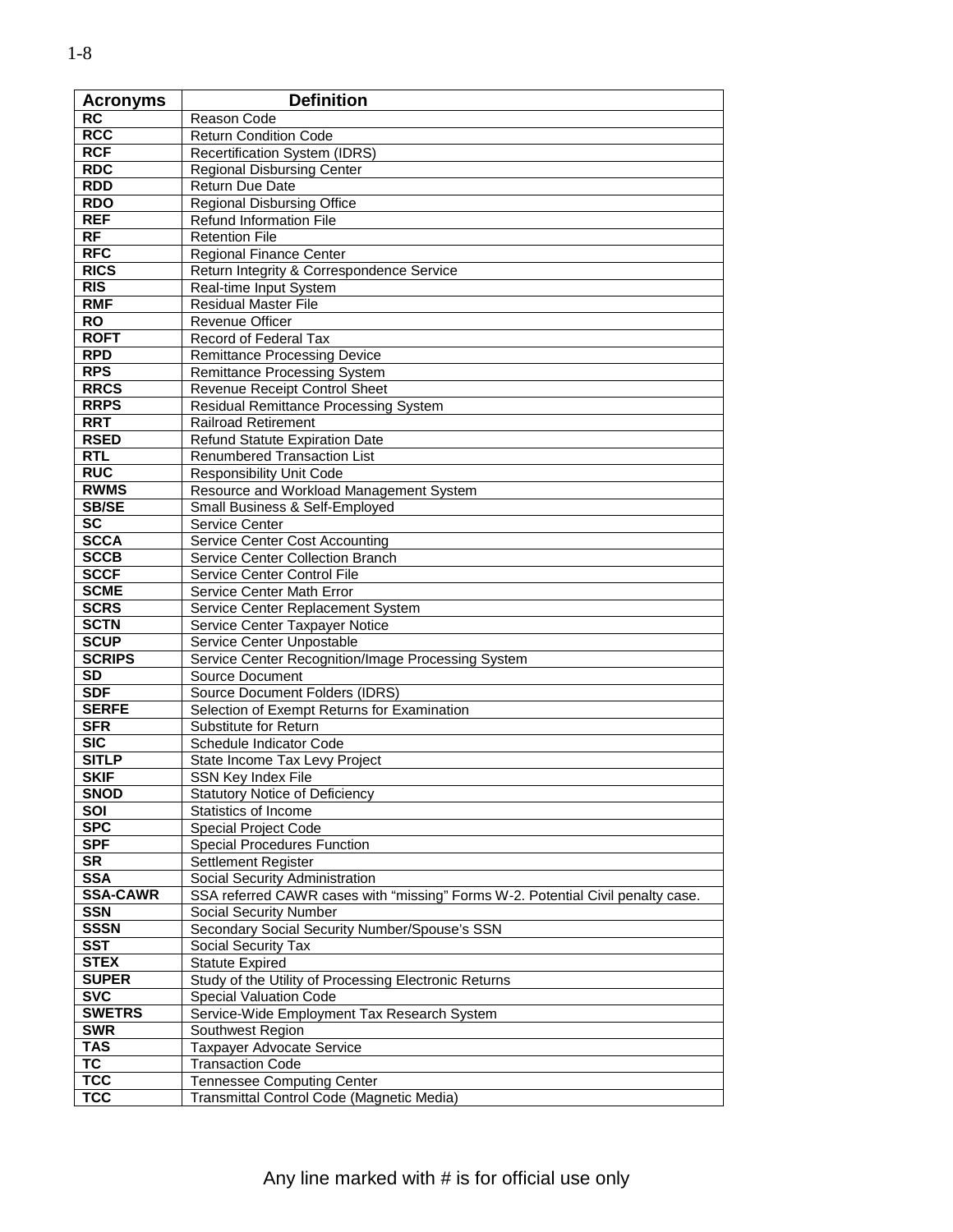| Acronyms | Definition |
|---|---|
| RC | Reason Code |
| RCC | Return Condition Code |
| RCF | Recertification System (IDRS) |
| RDC | Regional Disbursing Center |
| RDD | Return Due Date |
| RDO | Regional Disbursing Office |
| REF | Refund Information File |
| RF | Retention File |
| RFC | Regional Finance Center |
| RICS | Return Integrity & Correspondence Service |
| RIS | Real-time Input System |
| RMF | Residual Master File |
| RO | Revenue Officer |
| ROFT | Record of Federal Tax |
| RPD | Remittance Processing Device |
| RPS | Remittance Processing System |
| RRCS | Revenue Receipt Control Sheet |
| RRPS | Residual Remittance Processing System |
| RRT | Railroad Retirement |
| RSED | Refund Statute Expiration Date |
| RTL | Renumbered Transaction List |
| RUC | Responsibility Unit Code |
| RWMS | Resource and Workload Management System |
| SB/SE | Small Business & Self-Employed |
| SC | Service Center |
| SCCA | Service Center Cost Accounting |
| SCCB | Service Center Collection Branch |
| SCCF | Service Center Control File |
| SCME | Service Center Math Error |
| SCRS | Service Center Replacement System |
| SCTN | Service Center Taxpayer Notice |
| SCUP | Service Center Unpostable |
| SCRIPS | Service Center Recognition/Image Processing System |
| SD | Source Document |
| SDF | Source Document Folders (IDRS) |
| SERFE | Selection of Exempt Returns for Examination |
| SFR | Substitute for Return |
| SIC | Schedule Indicator Code |
| SITLP | State Income Tax Levy Project |
| SKIF | SSN Key Index File |
| SNOD | Statutory Notice of Deficiency |
| SOI | Statistics of Income |
| SPC | Special Project Code |
| SPF | Special Procedures Function |
| SR | Settlement Register |
| SSA | Social Security Administration |
| SSA-CAWR | SSA referred CAWR cases with “missing” Forms W-2. Potential Civil penalty case. |
| SSN | Social Security Number |
| SSSN | Secondary Social Security Number/Spouse’s SSN |
| SST | Social Security Tax |
| STEX | Statute Expired |
| SUPER | Study of the Utility of Processing Electronic Returns |
| SVC | Special Valuation Code |
| SWETRS | Service-Wide Employment Tax Research System |
| SWR | Southwest Region |
| TAS | Taxpayer Advocate Service |
| TC | Transaction Code |
| TCC | Tennessee Computing Center |
| TCC | Transmittal Control Code (Magnetic Media) |

Any line marked with # is for official use only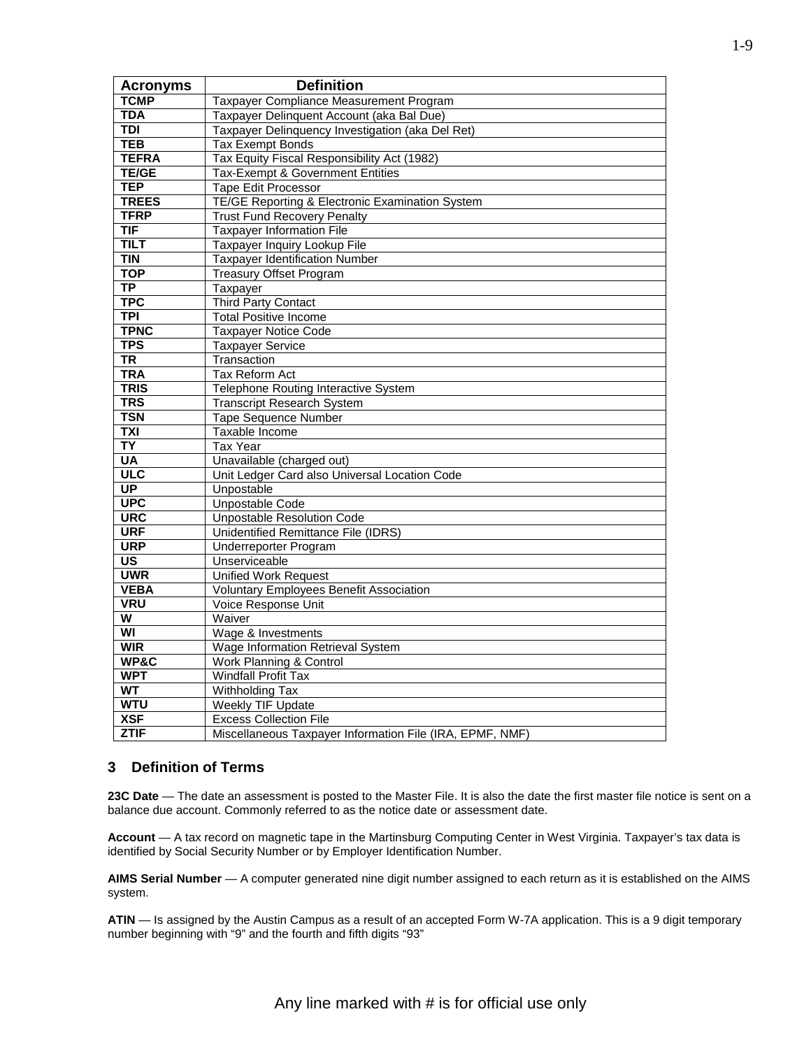| Acronyms | Definition |
|---|---|
| TCMP | Taxpayer Compliance Measurement Program |
| TDA | Taxpayer Delinquent Account (aka Bal Due) |
| TDI | Taxpayer Delinquency Investigation (aka Del Ret) |
| TEB | Tax Exempt Bonds |
| TEFRA | Tax Equity Fiscal Responsibility Act (1982) |
| TE/GE | Tax-Exempt & Government Entities |
| TEP | Tape Edit Processor |
| TREES | TE/GE Reporting & Electronic Examination System |
| TFRP | Trust Fund Recovery Penalty |
| TIF | Taxpayer Information File |
| TILT | Taxpayer Inquiry Lookup File |
| TIN | Taxpayer Identification Number |
| TOP | Treasury Offset Program |
| TP | Taxpayer |
| TPC | Third Party Contact |
| TPI | Total Positive Income |
| TPNC | Taxpayer Notice Code |
| TPS | Taxpayer Service |
| TR | Transaction |
| TRA | Tax Reform Act |
| TRIS | Telephone Routing Interactive System |
| TRS | Transcript Research System |
| TSN | Tape Sequence Number |
| TXI | Taxable Income |
| TY | Tax Year |
| UA | Unavailable (charged out) |
| ULC | Unit Ledger Card also Universal Location Code |
| UP | Unpostable |
| UPC | Unpostable Code |
| URC | Unpostable Resolution Code |
| URF | Unidentified Remittance File (IDRS) |
| URP | Underreporter Program |
| US | Unserviceable |
| UWR | Unified Work Request |
| VEBA | Voluntary Employees Benefit Association |
| VRU | Voice Response Unit |
| W | Waiver |
| WI | Wage & Investments |
| WIR | Wage Information Retrieval System |
| WP&C | Work Planning & Control |
| WPT | Windfall Profit Tax |
| WT | Withholding Tax |
| WTU | Weekly TIF Update |
| XSF | Excess Collection File |
| ZTIF | Miscellaneous Taxpayer Information File (IRA, EPMF, NMF) |

## 3 Definition of Terms

**23C Date** — The date an assessment is posted to the Master File. It is also the date the first master file notice is sent on a balance due account. Commonly referred to as the notice date or assessment date.

**Account** — A tax record on magnetic tape in the Martinsburg Computing Center in West Virginia. Taxpayer's tax data is identified by Social Security Number or by Employer Identification Number.

**AIMS Serial Number** — A computer generated nine digit number assigned to each return as it is established on the AIMS system.

**ATIN** — Is assigned by the Austin Campus as a result of an accepted Form W-7A application. This is a 9 digit temporary number beginning with "9" and the fourth and fifth digits "93"

Any line marked with # is for official use only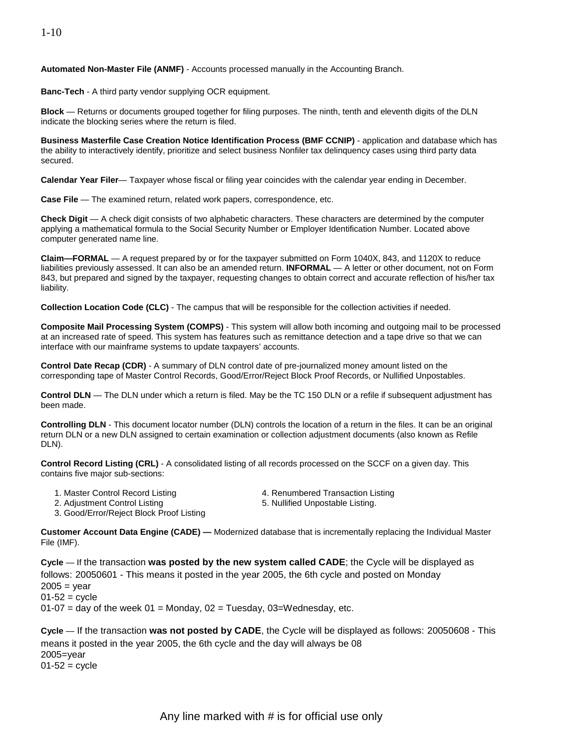**Automated Non-Master File (ANMF)** - Accounts processed manually in the Accounting Branch.

**Banc-Tech** - A third party vendor supplying OCR equipment.

**Block** — Returns or documents grouped together for filing purposes. The ninth, tenth and eleventh digits of the DLN indicate the blocking series where the return is filed.

**Business Masterfile Case Creation Notice Identification Process (BMF CCNIP)** - application and database which has the ability to interactively identify, prioritize and select business Nonfiler tax delinquency cases using third party data secured.

**Calendar Year Filer**— Taxpayer whose fiscal or filing year coincides with the calendar year ending in December.

**Case File** — The examined return, related work papers, correspondence, etc.

**Check Digit** — A check digit consists of two alphabetic characters. These characters are determined by the computer applying a mathematical formula to the Social Security Number or Employer Identification Number. Located above computer generated name line.

**Claim—FORMAL** — A request prepared by or for the taxpayer submitted on Form 1040X, 843, and 1120X to reduce liabilities previously assessed. It can also be an amended return. **INFORMAL** — A letter or other document, not on Form 843, but prepared and signed by the taxpayer, requesting changes to obtain correct and accurate reflection of his/her tax liability.

**Collection Location Code (CLC)** - The campus that will be responsible for the collection activities if needed.

**Composite Mail Processing System (COMPS)** - This system will allow both incoming and outgoing mail to be processed at an increased rate of speed. This system has features such as remittance detection and a tape drive so that we can interface with our mainframe systems to update taxpayers' accounts.

**Control Date Recap (CDR)** - A summary of DLN control date of pre-journalized money amount listed on the corresponding tape of Master Control Records, Good/Error/Reject Block Proof Records, or Nullified Unpostables.

**Control DLN** — The DLN under which a return is filed. May be the TC 150 DLN or a refile if subsequent adjustment has been made.

**Controlling DLN** - This document locator number (DLN) controls the location of a return in the files. It can be an original return DLN or a new DLN assigned to certain examination or collection adjustment documents (also known as Refile DLN).

**Control Record Listing (CRL)** - A consolidated listing of all records processed on the SCCF on a given day. This contains five major sub-sections:

1. Master Control Record Listing
2. Adjustment Control Listing
3. Good/Error/Reject Block Proof Listing
4. Renumbered Transaction Listing
5. Nullified Unpostable Listing.

**Customer Account Data Engine (CADE) —** Modernized database that is incrementally replacing the Individual Master File (IMF).

**Cycle** — If the transaction **was posted by the new system called CADE**; the Cycle will be displayed as follows: 20050601 - This means it posted in the year 2005, the 6th cycle and posted on Monday
2005 = year
01-52 = cycle
01-07 = day of the week 01 = Monday, 02 = Tuesday, 03=Wednesday, etc.

**Cycle** — If the transaction **was not posted by CADE**, the Cycle will be displayed as follows: 20050608 - This means it posted in the year 2005, the 6th cycle and the day will always be 08
2005=year
01-52 = cycle

Any line marked with # is for official use only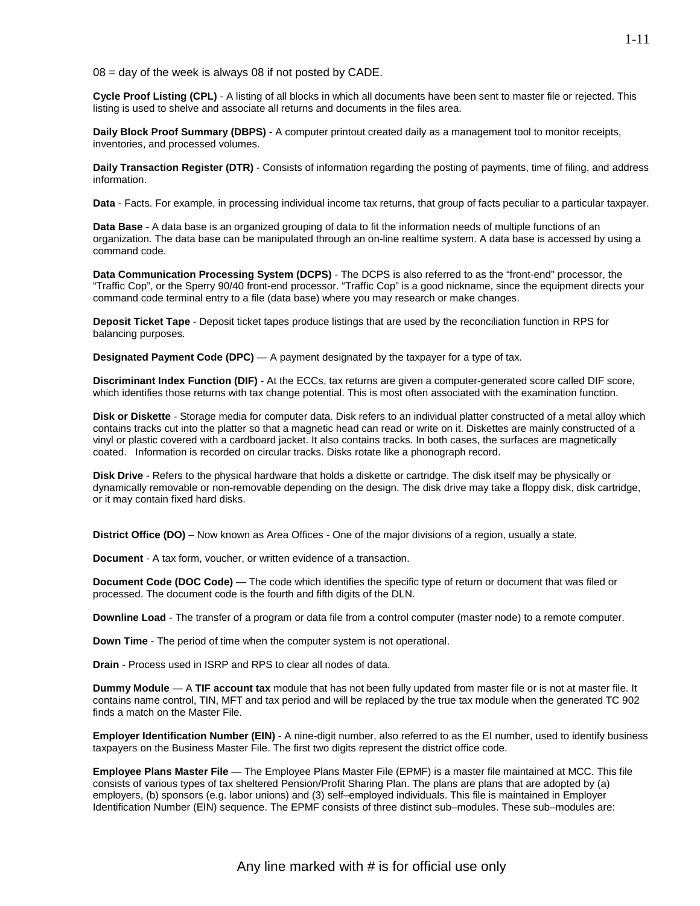08 = day of the week is always 08 if not posted by CADE.

**Cycle Proof Listing (CPL)** - A listing of all blocks in which all documents have been sent to master file or rejected. This listing is used to shelve and associate all returns and documents in the files area.

**Daily Block Proof Summary (DBPS)** - A computer printout created daily as a management tool to monitor receipts, inventories, and processed volumes.

**Daily Transaction Register (DTR)** - Consists of information regarding the posting of payments, time of filing, and address information.

**Data** - Facts. For example, in processing individual income tax returns, that group of facts peculiar to a particular taxpayer.

**Data Base** - A data base is an organized grouping of data to fit the information needs of multiple functions of an organization. The data base can be manipulated through an on-line realtime system. A data base is accessed by using a command code.

**Data Communication Processing System (DCPS)** - The DCPS is also referred to as the "front-end" processor, the "Traffic Cop", or the Sperry 90/40 front-end processor. "Traffic Cop" is a good nickname, since the equipment directs your command code terminal entry to a file (data base) where you may research or make changes.

**Deposit Ticket Tape** - Deposit ticket tapes produce listings that are used by the reconciliation function in RPS for balancing purposes.

**Designated Payment Code (DPC)** — A payment designated by the taxpayer for a type of tax.

**Discriminant Index Function (DIF)** - At the ECCs, tax returns are given a computer-generated score called DIF score, which identifies those returns with tax change potential. This is most often associated with the examination function.

**Disk or Diskette** - Storage media for computer data. Disk refers to an individual platter constructed of a metal alloy which contains tracks cut into the platter so that a magnetic head can read or write on it. Diskettes are mainly constructed of a vinyl or plastic covered with a cardboard jacket. It also contains tracks. In both cases, the surfaces are magnetically coated. Information is recorded on circular tracks. Disks rotate like a phonograph record.

**Disk Drive** - Refers to the physical hardware that holds a diskette or cartridge. The disk itself may be physically or dynamically removable or non-removable depending on the design. The disk drive may take a floppy disk, disk cartridge, or it may contain fixed hard disks.

**District Office (DO)** – Now known as Area Offices - One of the major divisions of a region, usually a state.

**Document** - A tax form, voucher, or written evidence of a transaction.

**Document Code (DOC Code)** — The code which identifies the specific type of return or document that was filed or processed. The document code is the fourth and fifth digits of the DLN.

**Downline Load** - The transfer of a program or data file from a control computer (master node) to a remote computer.

**Down Time** - The period of time when the computer system is not operational.

**Drain** - Process used in ISRP and RPS to clear all nodes of data.

**Dummy Module** — A **TIF account tax** module that has not been fully updated from master file or is not at master file. It contains name control, TIN, MFT and tax period and will be replaced by the true tax module when the generated TC 902 finds a match on the Master File.

**Employer Identification Number (EIN)** - A nine-digit number, also referred to as the EI number, used to identify business taxpayers on the Business Master File. The first two digits represent the district office code.

**Employee Plans Master File** — The Employee Plans Master File (EPMF) is a master file maintained at MCC. This file consists of various types of tax sheltered Pension/Profit Sharing Plan. The plans are plans that are adopted by (a) employers, (b) sponsors (e.g. labor unions) and (3) self–employed individuals. This file is maintained in Employer Identification Number (EIN) sequence. The EPMF consists of three distinct sub–modules. These sub–modules are:

Any line marked with # is for official use only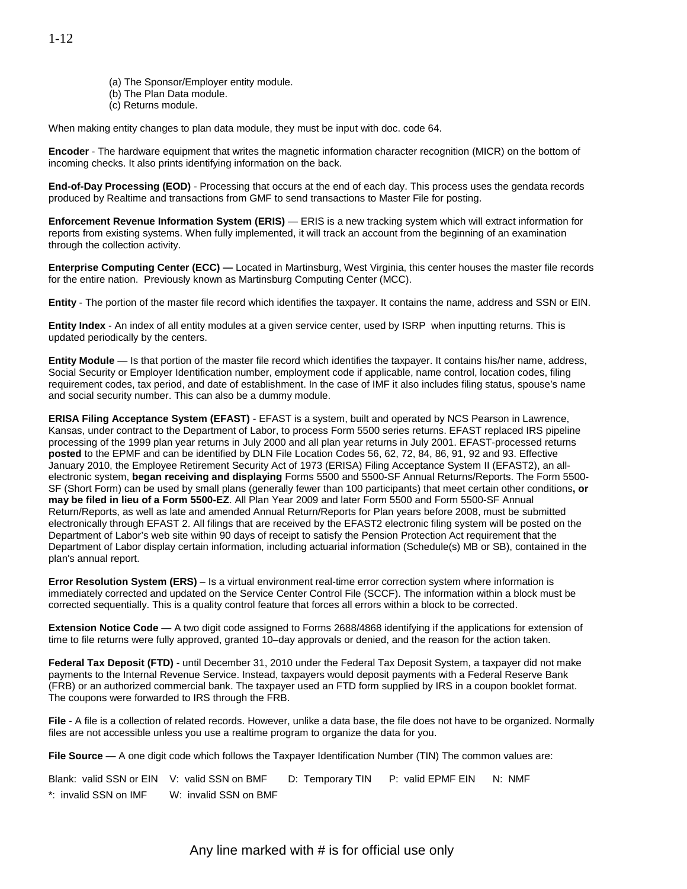(a) The Sponsor/Employer entity module.
(b) The Plan Data module.
(c) Returns module.

When making entity changes to plan data module, they must be input with doc. code 64.

**Encoder** - The hardware equipment that writes the magnetic information character recognition (MICR) on the bottom of incoming checks. It also prints identifying information on the back.

**End-of-Day Processing (EOD)** - Processing that occurs at the end of each day. This process uses the gendata records produced by Realtime and transactions from GMF to send transactions to Master File for posting.

**Enforcement Revenue Information System (ERIS)** — ERIS is a new tracking system which will extract information for reports from existing systems. When fully implemented, it will track an account from the beginning of an examination through the collection activity.

**Enterprise Computing Center (ECC) —** Located in Martinsburg, West Virginia, this center houses the master file records for the entire nation. Previously known as Martinsburg Computing Center (MCC).

**Entity** - The portion of the master file record which identifies the taxpayer. It contains the name, address and SSN or EIN.

**Entity Index** - An index of all entity modules at a given service center, used by ISRP when inputting returns. This is updated periodically by the centers.

**Entity Module** — Is that portion of the master file record which identifies the taxpayer. It contains his/her name, address, Social Security or Employer Identification number, employment code if applicable, name control, location codes, filing requirement codes, tax period, and date of establishment. In the case of IMF it also includes filing status, spouse's name and social security number. This can also be a dummy module.

**ERISA Filing Acceptance System (EFAST)** - EFAST is a system, built and operated by NCS Pearson in Lawrence, Kansas, under contract to the Department of Labor, to process Form 5500 series returns. EFAST replaced IRS pipeline processing of the 1999 plan year returns in July 2000 and all plan year returns in July 2001. EFAST-processed returns **posted** to the EPMF and can be identified by DLN File Location Codes 56, 62, 72, 84, 86, 91, 92 and 93. Effective January 2010, the Employee Retirement Security Act of 1973 (ERISA) Filing Acceptance System II (EFAST2), an all-electronic system, **began receiving and displaying** Forms 5500 and 5500-SF Annual Returns/Reports. The Form 5500-SF (Short Form) can be used by small plans (generally fewer than 100 participants) that meet certain other conditions**, or may be filed in lieu of a Form 5500-EZ**. All Plan Year 2009 and later Form 5500 and Form 5500-SF Annual Return/Reports, as well as late and amended Annual Return/Reports for Plan years before 2008, must be submitted electronically through EFAST 2. All filings that are received by the EFAST2 electronic filing system will be posted on the Department of Labor's web site within 90 days of receipt to satisfy the Pension Protection Act requirement that the Department of Labor display certain information, including actuarial information (Schedule(s) MB or SB), contained in the plan's annual report.

**Error Resolution System (ERS)** – Is a virtual environment real-time error correction system where information is immediately corrected and updated on the Service Center Control File (SCCF). The information within a block must be corrected sequentially. This is a quality control feature that forces all errors within a block to be corrected.

**Extension Notice Code** — A two digit code assigned to Forms 2688/4868 identifying if the applications for extension of time to file returns were fully approved, granted 10–day approvals or denied, and the reason for the action taken.

**Federal Tax Deposit (FTD)** - until December 31, 2010 under the Federal Tax Deposit System, a taxpayer did not make payments to the Internal Revenue Service. Instead, taxpayers would deposit payments with a Federal Reserve Bank (FRB) or an authorized commercial bank. The taxpayer used an FTD form supplied by IRS in a coupon booklet format. The coupons were forwarded to IRS through the FRB.

**File** - A file is a collection of related records. However, unlike a data base, the file does not have to be organized. Normally files are not accessible unless you use a realtime program to organize the data for you.

**File Source** — A one digit code which follows the Taxpayer Identification Number (TIN) The common values are:

Blank: valid SSN or EIN V: valid SSN on BMF D: Temporary TIN P: valid EPMF EIN N: NMF

*: invalid SSN on IMF W: invalid SSN on BMF

Any line marked with # is for official use only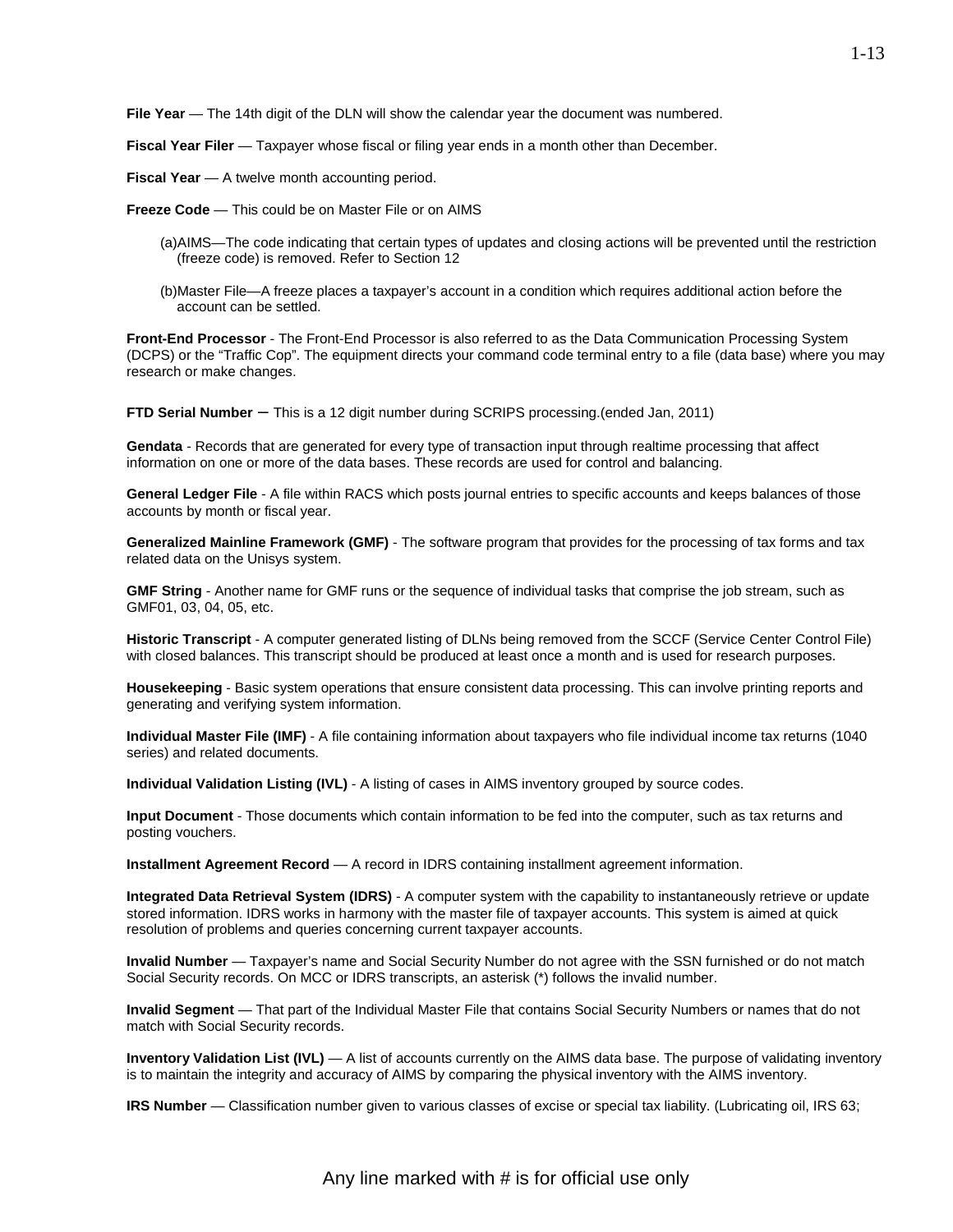**File Year** — The 14th digit of the DLN will show the calendar year the document was numbered.

**Fiscal Year Filer** — Taxpayer whose fiscal or filing year ends in a month other than December.

**Fiscal Year** — A twelve month accounting period.

**Freeze Code** — This could be on Master File or on AIMS

(a)AIMS—The code indicating that certain types of updates and closing actions will be prevented until the restriction (freeze code) is removed. Refer to Section 12

(b)Master File—A freeze places a taxpayer's account in a condition which requires additional action before the account can be settled.

**Front-End Processor** - The Front-End Processor is also referred to as the Data Communication Processing System (DCPS) or the "Traffic Cop". The equipment directs your command code terminal entry to a file (data base) where you may research or make changes.

**FTD Serial Number** – This is a 12 digit number during SCRIPS processing.(ended Jan, 2011)

**Gendata** - Records that are generated for every type of transaction input through realtime processing that affect information on one or more of the data bases. These records are used for control and balancing.

**General Ledger File** - A file within RACS which posts journal entries to specific accounts and keeps balances of those accounts by month or fiscal year.

**Generalized Mainline Framework (GMF)** - The software program that provides for the processing of tax forms and tax related data on the Unisys system.

**GMF String** - Another name for GMF runs or the sequence of individual tasks that comprise the job stream, such as GMF01, 03, 04, 05, etc.

**Historic Transcript** - A computer generated listing of DLNs being removed from the SCCF (Service Center Control File) with closed balances. This transcript should be produced at least once a month and is used for research purposes.

**Housekeeping** - Basic system operations that ensure consistent data processing. This can involve printing reports and generating and verifying system information.

**Individual Master File (IMF)** - A file containing information about taxpayers who file individual income tax returns (1040 series) and related documents.

**Individual Validation Listing (IVL)** - A listing of cases in AIMS inventory grouped by source codes.

**Input Document** - Those documents which contain information to be fed into the computer, such as tax returns and posting vouchers.

**Installment Agreement Record** — A record in IDRS containing installment agreement information.

**Integrated Data Retrieval System (IDRS)** - A computer system with the capability to instantaneously retrieve or update stored information. IDRS works in harmony with the master file of taxpayer accounts. This system is aimed at quick resolution of problems and queries concerning current taxpayer accounts.

**Invalid Number** — Taxpayer's name and Social Security Number do not agree with the SSN furnished or do not match Social Security records. On MCC or IDRS transcripts, an asterisk (*) follows the invalid number.

**Invalid Segment** — That part of the Individual Master File that contains Social Security Numbers or names that do not match with Social Security records.

**Inventory Validation List (IVL)** — A list of accounts currently on the AIMS data base. The purpose of validating inventory is to maintain the integrity and accuracy of AIMS by comparing the physical inventory with the AIMS inventory.

**IRS Number** — Classification number given to various classes of excise or special tax liability. (Lubricating oil, IRS 63;

Any line marked with # is for official use only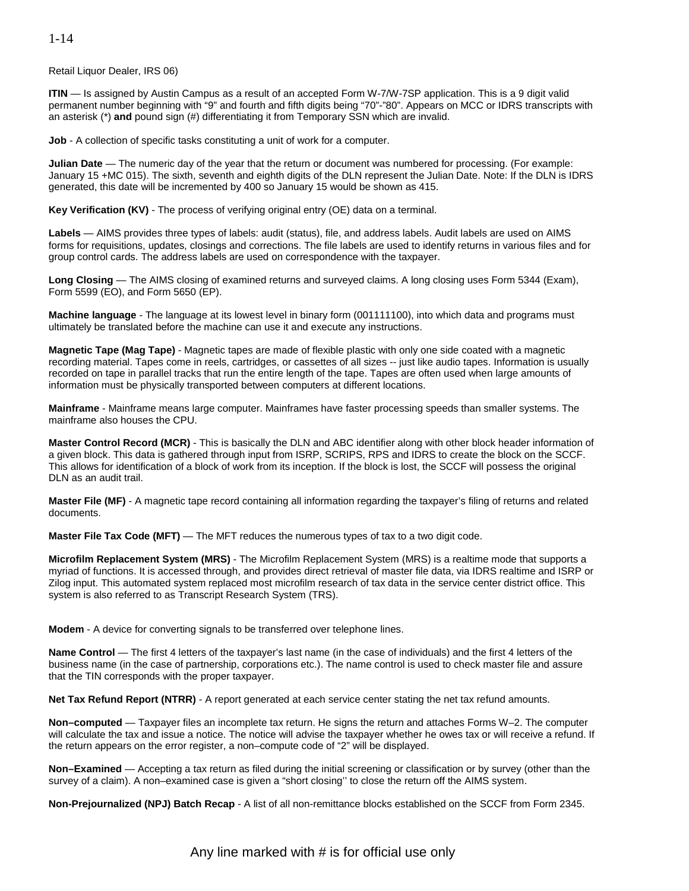Retail Liquor Dealer, IRS 06)

**ITIN** — Is assigned by Austin Campus as a result of an accepted Form W-7/W-7SP application. This is a 9 digit valid permanent number beginning with "9" and fourth and fifth digits being "70"-"80". Appears on MCC or IDRS transcripts with an asterisk (*) **and** pound sign (#) differentiating it from Temporary SSN which are invalid.

**Job** - A collection of specific tasks constituting a unit of work for a computer.

**Julian Date** — The numeric day of the year that the return or document was numbered for processing. (For example: January 15 +MC 015). The sixth, seventh and eighth digits of the DLN represent the Julian Date. Note: If the DLN is IDRS generated, this date will be incremented by 400 so January 15 would be shown as 415.

**Key Verification (KV)** - The process of verifying original entry (OE) data on a terminal.

**Labels** — AIMS provides three types of labels: audit (status), file, and address labels. Audit labels are used on AIMS forms for requisitions, updates, closings and corrections. The file labels are used to identify returns in various files and for group control cards. The address labels are used on correspondence with the taxpayer.

**Long Closing** — The AIMS closing of examined returns and surveyed claims. A long closing uses Form 5344 (Exam), Form 5599 (EO), and Form 5650 (EP).

**Machine language** - The language at its lowest level in binary form (001111100), into which data and programs must ultimately be translated before the machine can use it and execute any instructions.

**Magnetic Tape (Mag Tape)** - Magnetic tapes are made of flexible plastic with only one side coated with a magnetic recording material. Tapes come in reels, cartridges, or cassettes of all sizes -- just like audio tapes. Information is usually recorded on tape in parallel tracks that run the entire length of the tape. Tapes are often used when large amounts of information must be physically transported between computers at different locations.

**Mainframe** - Mainframe means large computer. Mainframes have faster processing speeds than smaller systems. The mainframe also houses the CPU.

**Master Control Record (MCR)** - This is basically the DLN and ABC identifier along with other block header information of a given block. This data is gathered through input from ISRP, SCRIPS, RPS and IDRS to create the block on the SCCF. This allows for identification of a block of work from its inception. If the block is lost, the SCCF will possess the original DLN as an audit trail.

**Master File (MF)** - A magnetic tape record containing all information regarding the taxpayer's filing of returns and related documents.

**Master File Tax Code (MFT)** — The MFT reduces the numerous types of tax to a two digit code.

**Microfilm Replacement System (MRS)** - The Microfilm Replacement System (MRS) is a realtime mode that supports a myriad of functions. It is accessed through, and provides direct retrieval of master file data, via IDRS realtime and ISRP or Zilog input. This automated system replaced most microfilm research of tax data in the service center district office. This system is also referred to as Transcript Research System (TRS).

**Modem** - A device for converting signals to be transferred over telephone lines.

**Name Control** — The first 4 letters of the taxpayer's last name (in the case of individuals) and the first 4 letters of the business name (in the case of partnership, corporations etc.). The name control is used to check master file and assure that the TIN corresponds with the proper taxpayer.

**Net Tax Refund Report (NTRR)** - A report generated at each service center stating the net tax refund amounts.

**Non–computed** — Taxpayer files an incomplete tax return. He signs the return and attaches Forms W–2. The computer will calculate the tax and issue a notice. The notice will advise the taxpayer whether he owes tax or will receive a refund. If the return appears on the error register, a non–compute code of "2" will be displayed.

**Non–Examined** — Accepting a tax return as filed during the initial screening or classification or by survey (other than the survey of a claim). A non–examined case is given a "short closing'' to close the return off the AIMS system.

**Non-Prejournalized (NPJ) Batch Recap** - A list of all non-remittance blocks established on the SCCF from Form 2345.

Any line marked with # is for official use only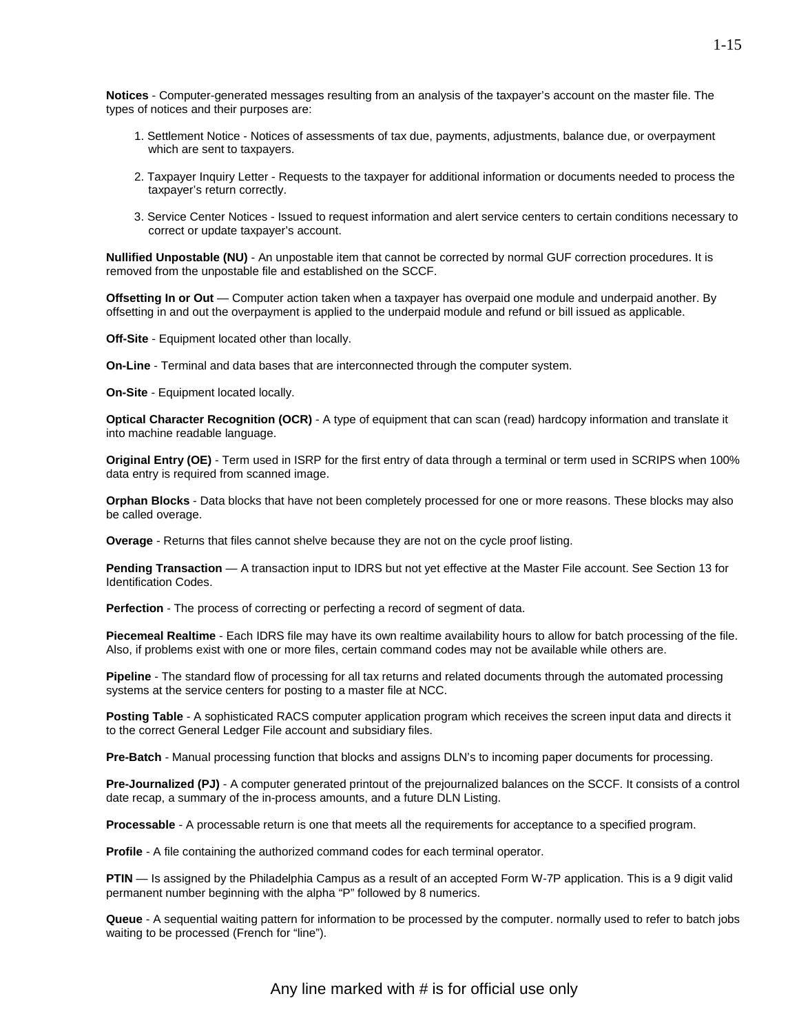**Notices** - Computer-generated messages resulting from an analysis of the taxpayer's account on the master file. The types of notices and their purposes are:

1. Settlement Notice - Notices of assessments of tax due, payments, adjustments, balance due, or overpayment which are sent to taxpayers.

2. Taxpayer Inquiry Letter - Requests to the taxpayer for additional information or documents needed to process the taxpayer's return correctly.

3. Service Center Notices - Issued to request information and alert service centers to certain conditions necessary to correct or update taxpayer's account.

**Nullified Unpostable (NU)** - An unpostable item that cannot be corrected by normal GUF correction procedures. It is removed from the unpostable file and established on the SCCF.

**Offsetting In or Out** — Computer action taken when a taxpayer has overpaid one module and underpaid another. By offsetting in and out the overpayment is applied to the underpaid module and refund or bill issued as applicable.

**Off-Site** - Equipment located other than locally.

**On-Line** - Terminal and data bases that are interconnected through the computer system.

**On-Site** - Equipment located locally.

**Optical Character Recognition (OCR)** - A type of equipment that can scan (read) hardcopy information and translate it into machine readable language.

**Original Entry (OE)** - Term used in ISRP for the first entry of data through a terminal or term used in SCRIPS when 100% data entry is required from scanned image.

**Orphan Blocks** - Data blocks that have not been completely processed for one or more reasons. These blocks may also be called overage.

**Overage** - Returns that files cannot shelve because they are not on the cycle proof listing.

**Pending Transaction** — A transaction input to IDRS but not yet effective at the Master File account. See Section 13 for Identification Codes.

**Perfection** - The process of correcting or perfecting a record of segment of data.

**Piecemeal Realtime** - Each IDRS file may have its own realtime availability hours to allow for batch processing of the file. Also, if problems exist with one or more files, certain command codes may not be available while others are.

**Pipeline** - The standard flow of processing for all tax returns and related documents through the automated processing systems at the service centers for posting to a master file at NCC.

**Posting Table** - A sophisticated RACS computer application program which receives the screen input data and directs it to the correct General Ledger File account and subsidiary files.

**Pre-Batch** - Manual processing function that blocks and assigns DLN's to incoming paper documents for processing.

**Pre-Journalized (PJ)** - A computer generated printout of the prejournalized balances on the SCCF. It consists of a control date recap, a summary of the in-process amounts, and a future DLN Listing.

**Processable** - A processable return is one that meets all the requirements for acceptance to a specified program.

**Profile** - A file containing the authorized command codes for each terminal operator.

**PTIN** — Is assigned by the Philadelphia Campus as a result of an accepted Form W-7P application. This is a 9 digit valid permanent number beginning with the alpha "P" followed by 8 numerics.

**Queue** - A sequential waiting pattern for information to be processed by the computer. normally used to refer to batch jobs waiting to be processed (French for "line").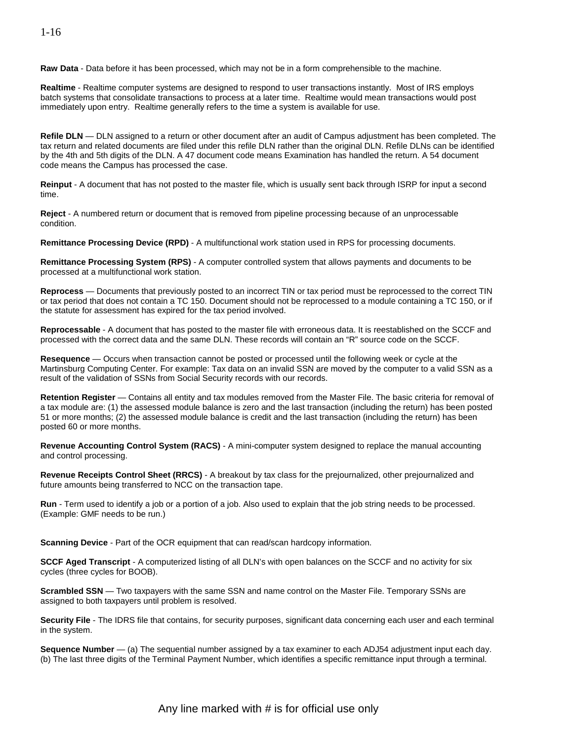**Raw Data** - Data before it has been processed, which may not be in a form comprehensible to the machine.

**Realtime** - Realtime computer systems are designed to respond to user transactions instantly. Most of IRS employs batch systems that consolidate transactions to process at a later time. Realtime would mean transactions would post immediately upon entry. Realtime generally refers to the time a system is available for use.

**Refile DLN** — DLN assigned to a return or other document after an audit of Campus adjustment has been completed. The tax return and related documents are filed under this refile DLN rather than the original DLN. Refile DLNs can be identified by the 4th and 5th digits of the DLN. A 47 document code means Examination has handled the return. A 54 document code means the Campus has processed the case.

**Reinput** - A document that has not posted to the master file, which is usually sent back through ISRP for input a second time.

**Reject** - A numbered return or document that is removed from pipeline processing because of an unprocessable condition.

**Remittance Processing Device (RPD)** - A multifunctional work station used in RPS for processing documents.

**Remittance Processing System (RPS)** - A computer controlled system that allows payments and documents to be processed at a multifunctional work station.

**Reprocess** — Documents that previously posted to an incorrect TIN or tax period must be reprocessed to the correct TIN or tax period that does not contain a TC 150. Document should not be reprocessed to a module containing a TC 150, or if the statute for assessment has expired for the tax period involved.

**Reprocessable** - A document that has posted to the master file with erroneous data. It is reestablished on the SCCF and processed with the correct data and the same DLN. These records will contain an "R" source code on the SCCF.

**Resequence** — Occurs when transaction cannot be posted or processed until the following week or cycle at the Martinsburg Computing Center. For example: Tax data on an invalid SSN are moved by the computer to a valid SSN as a result of the validation of SSNs from Social Security records with our records.

**Retention Register** — Contains all entity and tax modules removed from the Master File. The basic criteria for removal of a tax module are: (1) the assessed module balance is zero and the last transaction (including the return) has been posted 51 or more months; (2) the assessed module balance is credit and the last transaction (including the return) has been posted 60 or more months.

**Revenue Accounting Control System (RACS)** - A mini-computer system designed to replace the manual accounting and control processing.

**Revenue Receipts Control Sheet (RRCS)** - A breakout by tax class for the prejournalized, other prejournalized and future amounts being transferred to NCC on the transaction tape.

**Run** - Term used to identify a job or a portion of a job. Also used to explain that the job string needs to be processed. (Example: GMF needs to be run.)

**Scanning Device** - Part of the OCR equipment that can read/scan hardcopy information.

**SCCF Aged Transcript** - A computerized listing of all DLN's with open balances on the SCCF and no activity for six cycles (three cycles for BOOB).

**Scrambled SSN** — Two taxpayers with the same SSN and name control on the Master File. Temporary SSNs are assigned to both taxpayers until problem is resolved.

**Security File** - The IDRS file that contains, for security purposes, significant data concerning each user and each terminal in the system.

**Sequence Number** — (a) The sequential number assigned by a tax examiner to each ADJ54 adjustment input each day. (b) The last three digits of the Terminal Payment Number, which identifies a specific remittance input through a terminal.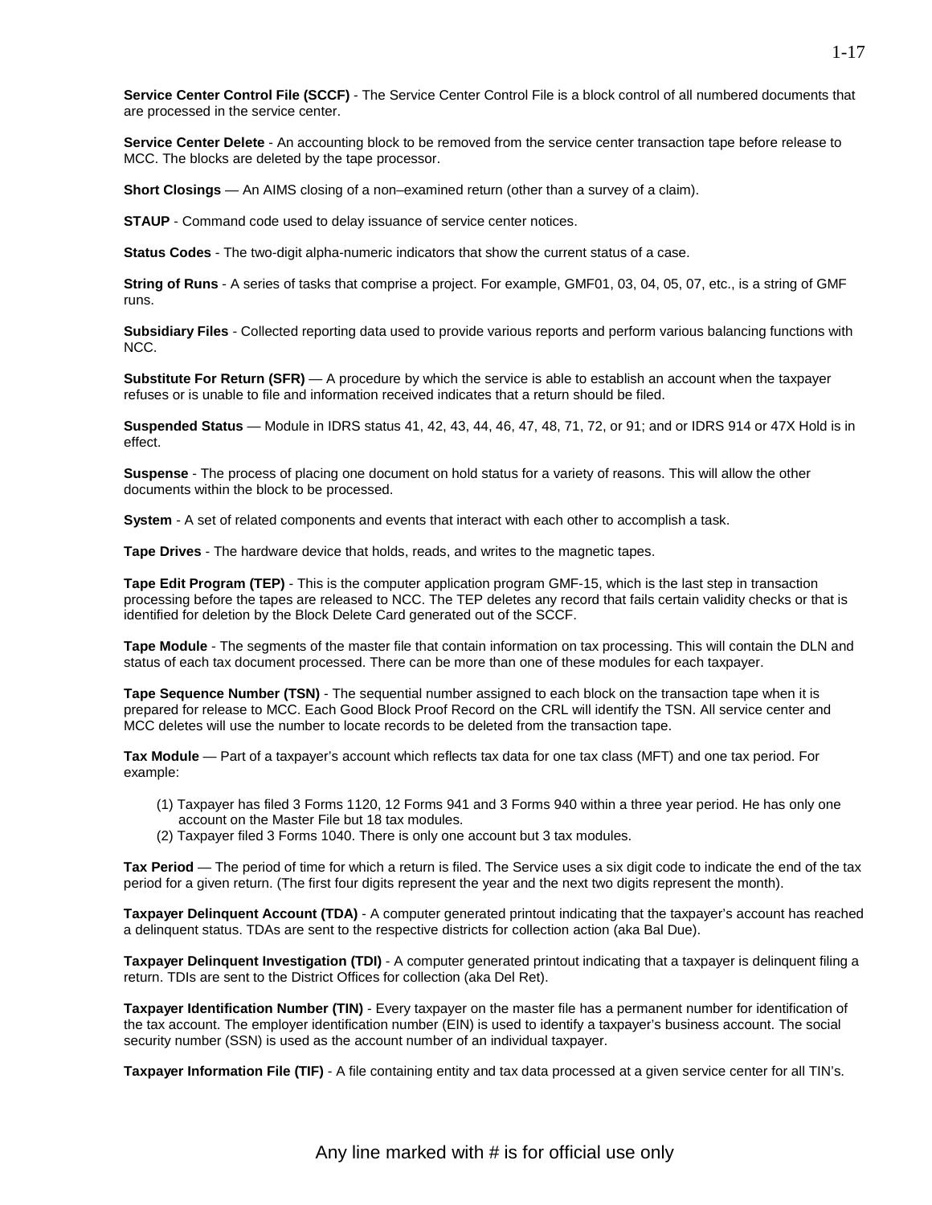**Service Center Control File (SCCF)** - The Service Center Control File is a block control of all numbered documents that are processed in the service center.

**Service Center Delete** - An accounting block to be removed from the service center transaction tape before release to MCC. The blocks are deleted by the tape processor.

**Short Closings** — An AIMS closing of a non–examined return (other than a survey of a claim).

**STAUP** - Command code used to delay issuance of service center notices.

**Status Codes** - The two-digit alpha-numeric indicators that show the current status of a case.

**String of Runs** - A series of tasks that comprise a project. For example, GMF01, 03, 04, 05, 07, etc., is a string of GMF runs.

**Subsidiary Files** - Collected reporting data used to provide various reports and perform various balancing functions with NCC.

**Substitute For Return (SFR)** — A procedure by which the service is able to establish an account when the taxpayer refuses or is unable to file and information received indicates that a return should be filed.

**Suspended Status** — Module in IDRS status 41, 42, 43, 44, 46, 47, 48, 71, 72, or 91; and or IDRS 914 or 47X Hold is in effect.

**Suspense** - The process of placing one document on hold status for a variety of reasons. This will allow the other documents within the block to be processed.

**System** - A set of related components and events that interact with each other to accomplish a task.

**Tape Drives** - The hardware device that holds, reads, and writes to the magnetic tapes.

**Tape Edit Program (TEP)** - This is the computer application program GMF-15, which is the last step in transaction processing before the tapes are released to NCC. The TEP deletes any record that fails certain validity checks or that is identified for deletion by the Block Delete Card generated out of the SCCF.

**Tape Module** - The segments of the master file that contain information on tax processing. This will contain the DLN and status of each tax document processed. There can be more than one of these modules for each taxpayer.

**Tape Sequence Number (TSN)** - The sequential number assigned to each block on the transaction tape when it is prepared for release to MCC. Each Good Block Proof Record on the CRL will identify the TSN. All service center and MCC deletes will use the number to locate records to be deleted from the transaction tape.

**Tax Module** — Part of a taxpayer's account which reflects tax data for one tax class (MFT) and one tax period. For example:

(1) Taxpayer has filed 3 Forms 1120, 12 Forms 941 and 3 Forms 940 within a three year period. He has only one account on the Master File but 18 tax modules.
(2) Taxpayer filed 3 Forms 1040. There is only one account but 3 tax modules.

**Tax Period** — The period of time for which a return is filed. The Service uses a six digit code to indicate the end of the tax period for a given return. (The first four digits represent the year and the next two digits represent the month).

**Taxpayer Delinquent Account (TDA)** - A computer generated printout indicating that the taxpayer's account has reached a delinquent status. TDAs are sent to the respective districts for collection action (aka Bal Due).

**Taxpayer Delinquent Investigation (TDI)** - A computer generated printout indicating that a taxpayer is delinquent filing a return. TDIs are sent to the District Offices for collection (aka Del Ret).

**Taxpayer Identification Number (TIN)** - Every taxpayer on the master file has a permanent number for identification of the tax account. The employer identification number (EIN) is used to identify a taxpayer's business account. The social security number (SSN) is used as the account number of an individual taxpayer.

**Taxpayer Information File (TIF)** - A file containing entity and tax data processed at a given service center for all TIN's.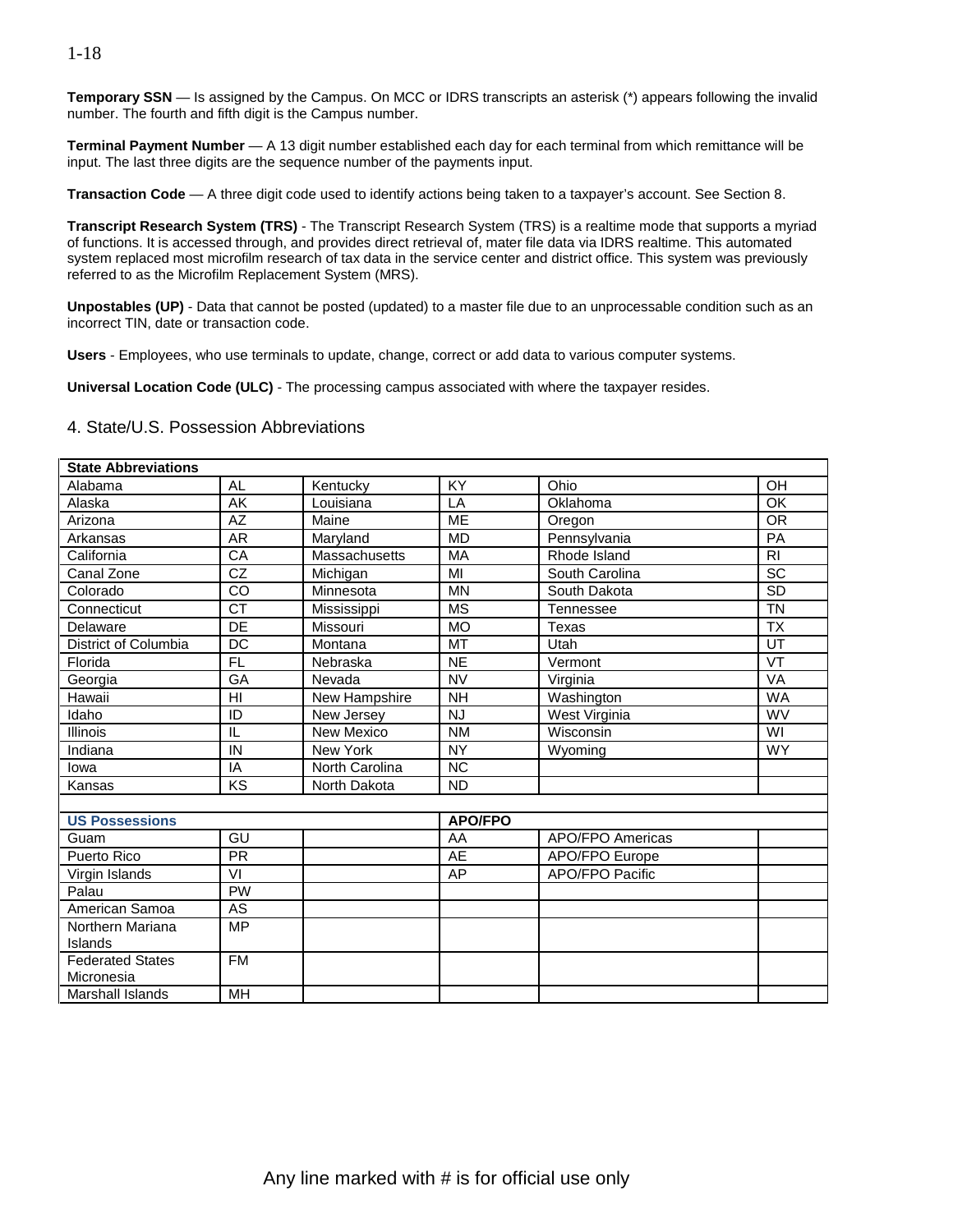**Temporary SSN** — Is assigned by the Campus. On MCC or IDRS transcripts an asterisk (*) appears following the invalid number. The fourth and fifth digit is the Campus number.

**Terminal Payment Number** — A 13 digit number established each day for each terminal from which remittance will be input. The last three digits are the sequence number of the payments input.

**Transaction Code** — A three digit code used to identify actions being taken to a taxpayer's account. See Section 8.

**Transcript Research System (TRS)** - The Transcript Research System (TRS) is a realtime mode that supports a myriad of functions. It is accessed through, and provides direct retrieval of, mater file data via IDRS realtime. This automated system replaced most microfilm research of tax data in the service center and district office. This system was previously referred to as the Microfilm Replacement System (MRS).

**Unpostables (UP)** - Data that cannot be posted (updated) to a master file due to an unprocessable condition such as an incorrect TIN, date or transaction code.

**Users** - Employees, who use terminals to update, change, correct or add data to various computer systems.

**Universal Location Code (ULC)** - The processing campus associated with where the taxpayer resides.

## 4. State/U.S. Possession Abbreviations

| **State Abbreviations** | | | | | |
|---|---|---|---|---|---|
| Alabama | AL | Kentucky | KY | Ohio | OH |
| Alaska | AK | Louisiana | LA | Oklahoma | OK |
| Arizona | AZ | Maine | ME | Oregon | OR |
| Arkansas | AR | Maryland | MD | Pennsylvania | PA |
| California | CA | Massachusetts | MA | Rhode Island | RI |
| Canal Zone | CZ | Michigan | MI | South Carolina | SC |
| Colorado | CO | Minnesota | MN | South Dakota | SD |
| Connecticut | CT | Mississippi | MS | Tennessee | TN |
| Delaware | DE | Missouri | MO | Texas | TX |
| District of Columbia | DC | Montana | MT | Utah | UT |
| Florida | FL | Nebraska | NE | Vermont | VT |
| Georgia | GA | Nevada | NV | Virginia | VA |
| Hawaii | HI | New Hampshire | NH | Washington | WA |
| Idaho | ID | New Jersey | NJ | West Virginia | WV |
| Illinois | IL | New Mexico | NM | Wisconsin | WI |
| Indiana | IN | New York | NY | Wyoming | WY |
| Iowa | IA | North Carolina | NC | | |
| Kansas | KS | North Dakota | ND | | |
| | | | | | |
| **US Possessions** | | | **APO/FPO** | | |
| Guam | GU | | AA | APO/FPO Americas | |
| Puerto Rico | PR | | AE | APO/FPO Europe | |
| Virgin Islands | VI | | AP | APO/FPO Pacific | |
| Palau | PW | | | | |
| American Samoa | AS | | | | |
| Northern Mariana Islands | MP | | | | |
| Federated States Micronesia | FM | | | | |
| Marshall Islands | MH | | | | |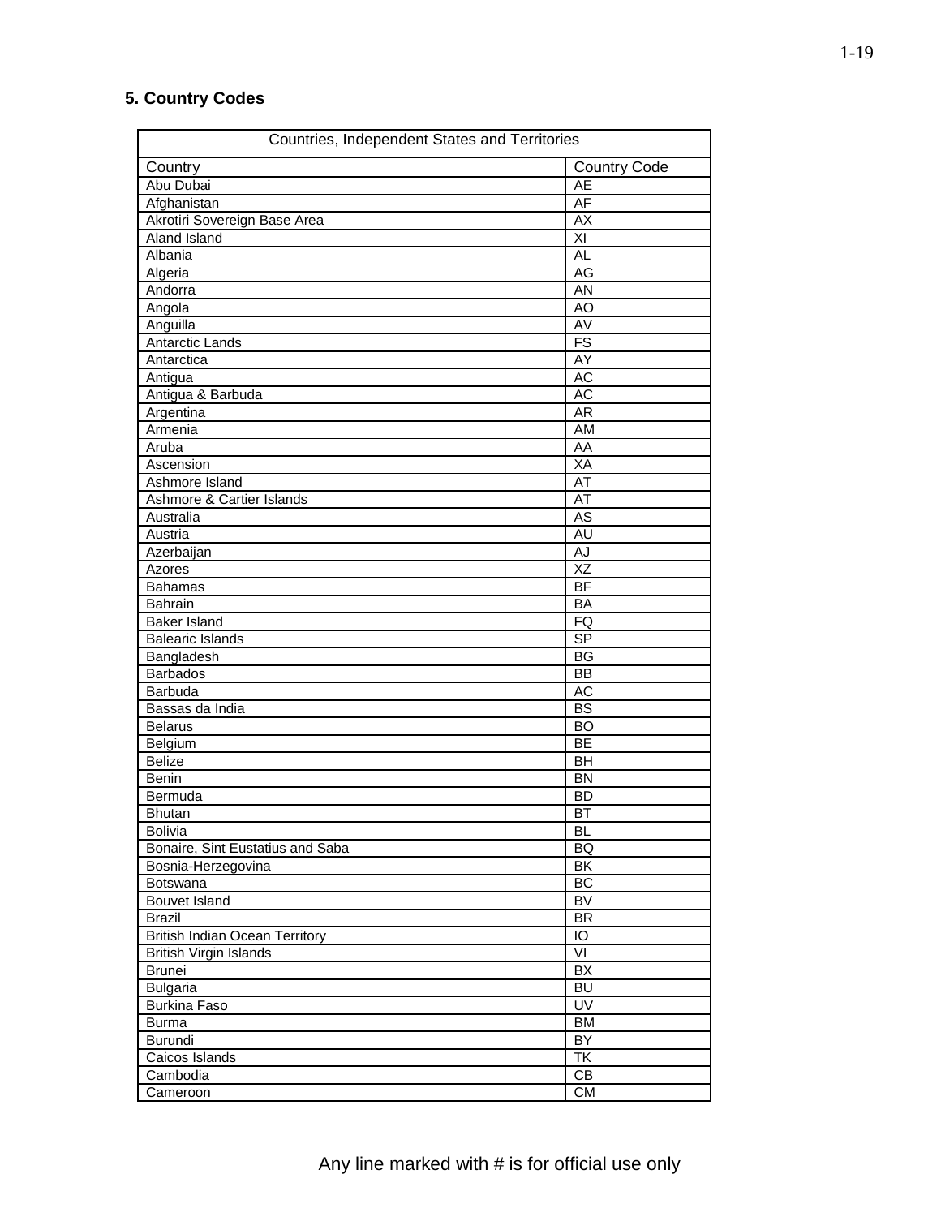## 5. Country Codes

| Countries, Independent States and Territories | |
|---|---|
| Country | Country Code |
| Abu Dubai | AE |
| Afghanistan | AF |
| Akrotiri Sovereign Base Area | AX |
| Aland Island | XI |
| Albania | AL |
| Algeria | AG |
| Andorra | AN |
| Angola | AO |
| Anguilla | AV |
| Antarctic Lands | FS |
| Antarctica | AY |
| Antigua | AC |
| Antigua & Barbuda | AC |
| Argentina | AR |
| Armenia | AM |
| Aruba | AA |
| Ascension | XA |
| Ashmore Island | AT |
| Ashmore & Cartier Islands | AT |
| Australia | AS |
| Austria | AU |
| Azerbaijan | AJ |
| Azores | XZ |
| Bahamas | BF |
| Bahrain | BA |
| Baker Island | FQ |
| Balearic Islands | SP |
| Bangladesh | BG |
| Barbados | BB |
| Barbuda | AC |
| Bassas da India | BS |
| Belarus | BO |
| Belgium | BE |
| Belize | BH |
| Benin | BN |
| Bermuda | BD |
| Bhutan | BT |
| Bolivia | BL |
| Bonaire, Sint Eustatius and Saba | BQ |
| Bosnia-Herzegovina | BK |
| Botswana | BC |
| Bouvet Island | BV |
| Brazil | BR |
| British Indian Ocean Territory | IO |
| British Virgin Islands | VI |
| Brunei | BX |
| Bulgaria | BU |
| Burkina Faso | UV |
| Burma | BM |
| Burundi | BY |
| Caicos Islands | TK |
| Cambodia | CB |
| Cameroon | CM |

Any line marked with # is for official use only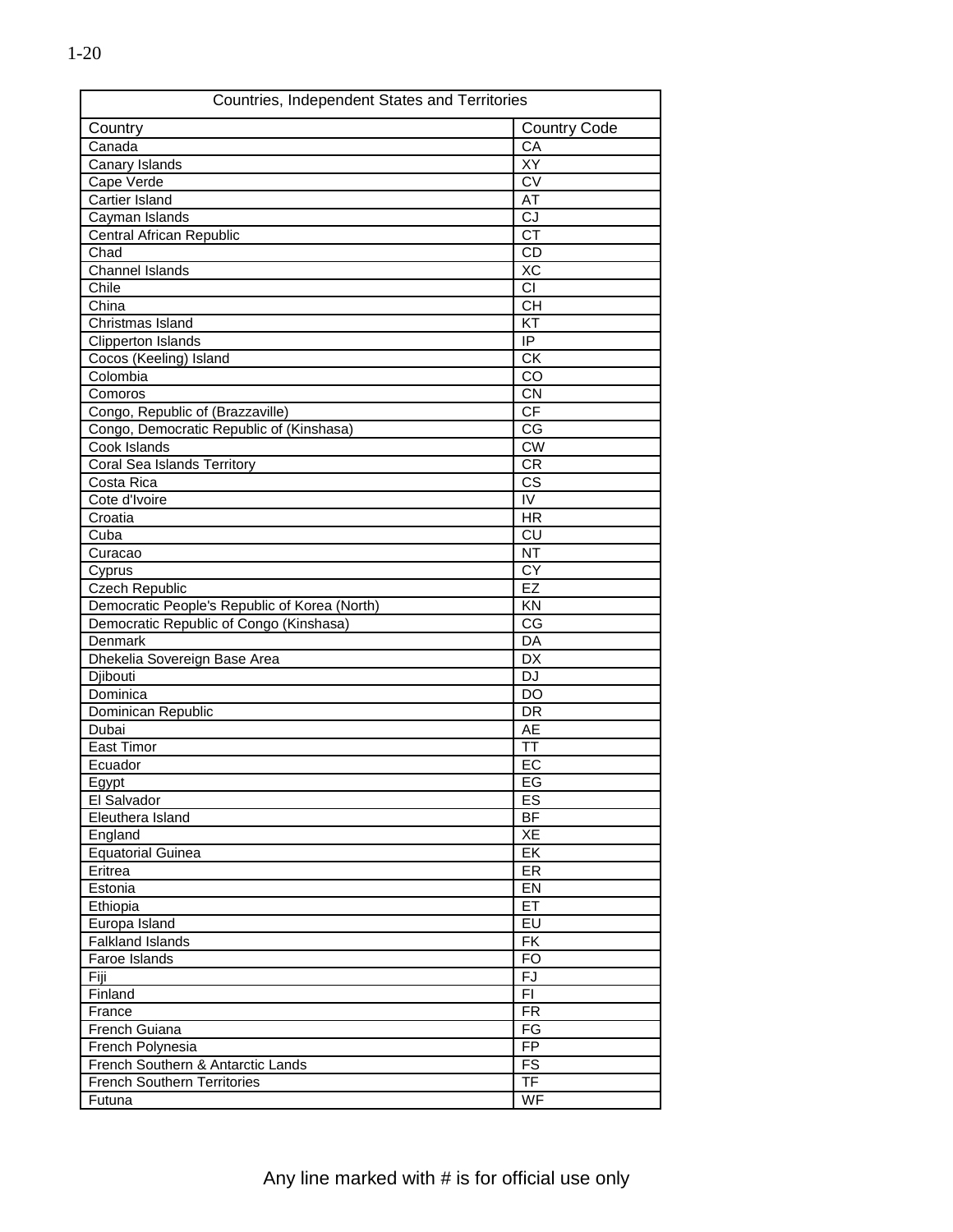| Countries, Independent States and Territories | |
|---|---|
| Country | Country Code |
| Canada | CA |
| Canary Islands | XY |
| Cape Verde | CV |
| Cartier Island | AT |
| Cayman Islands | CJ |
| Central African Republic | CT |
| Chad | CD |
| Channel Islands | XC |
| Chile | CI |
| China | CH |
| Christmas Island | KT |
| Clipperton Islands | IP |
| Cocos (Keeling) Island | CK |
| Colombia | CO |
| Comoros | CN |
| Congo, Republic of (Brazzaville) | CF |
| Congo, Democratic Republic of (Kinshasa) | CG |
| Cook Islands | CW |
| Coral Sea Islands Territory | CR |
| Costa Rica | CS |
| Cote d'Ivoire | IV |
| Croatia | HR |
| Cuba | CU |
| Curacao | NT |
| Cyprus | CY |
| Czech Republic | EZ |
| Democratic People's Republic of Korea (North) | KN |
| Democratic Republic of Congo (Kinshasa) | CG |
| Denmark | DA |
| Dhekelia Sovereign Base Area | DX |
| Djibouti | DJ |
| Dominica | DO |
| Dominican Republic | DR |
| Dubai | AE |
| East Timor | TT |
| Ecuador | EC |
| Egypt | EG |
| El Salvador | ES |
| Eleuthera Island | BF |
| England | XE |
| Equatorial Guinea | EK |
| Eritrea | ER |
| Estonia | EN |
| Ethiopia | ET |
| Europa Island | EU |
| Falkland Islands | FK |
| Faroe Islands | FO |
| Fiji | FJ |
| Finland | FI |
| France | FR |
| French Guiana | FG |
| French Polynesia | FP |
| French Southern & Antarctic Lands | FS |
| French Southern Territories | TF |
| Futuna | WF |

Any line marked with # is for official use only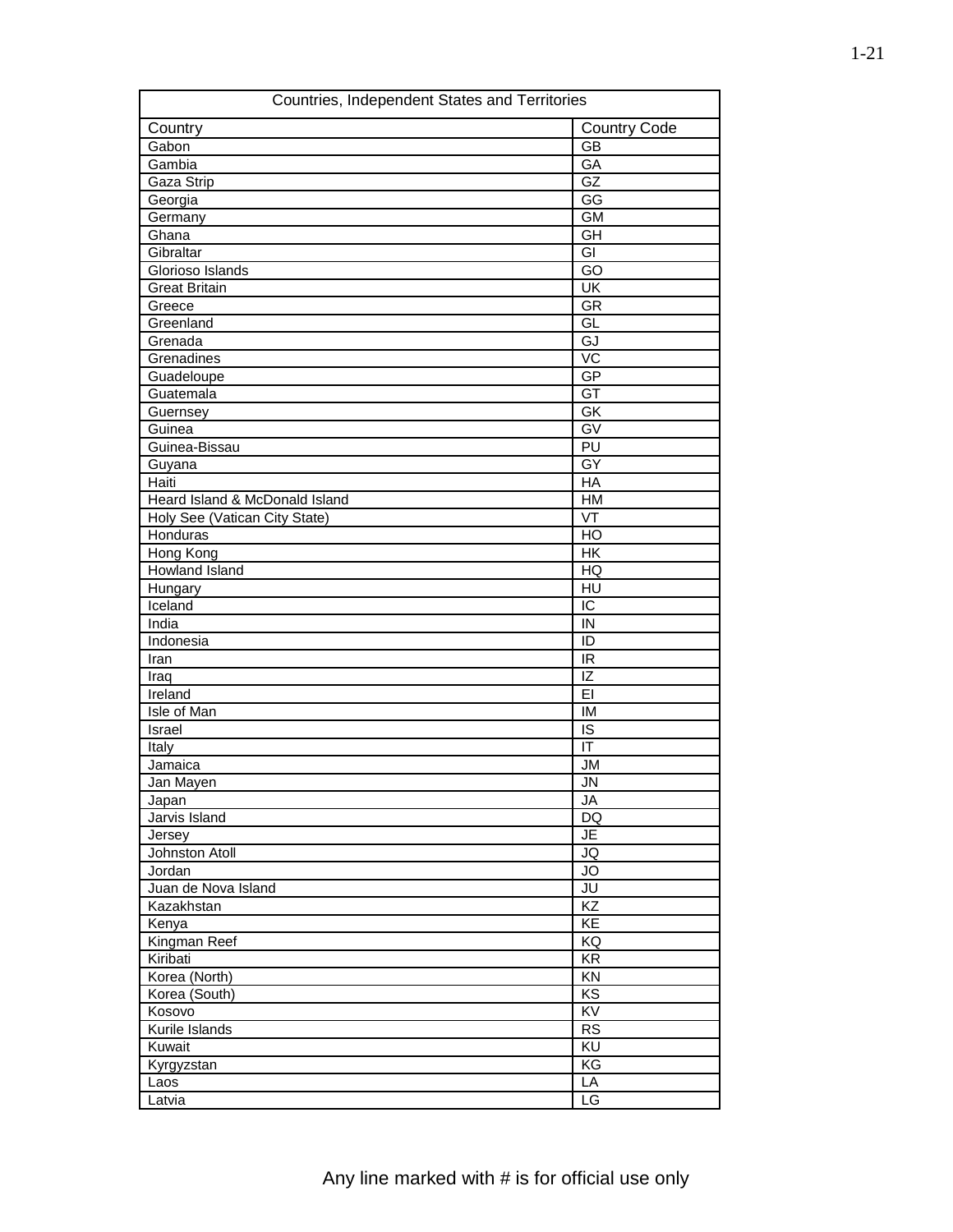| Countries, Independent States and Territories | |
|---|---|
| Country | Country Code |
| Gabon | GB |
| Gambia | GA |
| Gaza Strip | GZ |
| Georgia | GG |
| Germany | GM |
| Ghana | GH |
| Gibraltar | GI |
| Glorioso Islands | GO |
| Great Britain | UK |
| Greece | GR |
| Greenland | GL |
| Grenada | GJ |
| Grenadines | VC |
| Guadeloupe | GP |
| Guatemala | GT |
| Guernsey | GK |
| Guinea | GV |
| Guinea-Bissau | PU |
| Guyana | GY |
| Haiti | HA |
| Heard Island & McDonald Island | HM |
| Holy See (Vatican City State) | VT |
| Honduras | HO |
| Hong Kong | HK |
| Howland Island | HQ |
| Hungary | HU |
| Iceland | IC |
| India | IN |
| Indonesia | ID |
| Iran | IR |
| Iraq | IZ |
| Ireland | EI |
| Isle of Man | IM |
| Israel | IS |
| Italy | IT |
| Jamaica | JM |
| Jan Mayen | JN |
| Japan | JA |
| Jarvis Island | DQ |
| Jersey | JE |
| Johnston Atoll | JQ |
| Jordan | JO |
| Juan de Nova Island | JU |
| Kazakhstan | KZ |
| Kenya | KE |
| Kingman Reef | KQ |
| Kiribati | KR |
| Korea (North) | KN |
| Korea (South) | KS |
| Kosovo | KV |
| Kurile Islands | RS |
| Kuwait | KU |
| Kyrgyzstan | KG |
| Laos | LA |
| Latvia | LG |

Any line marked with # is for official use only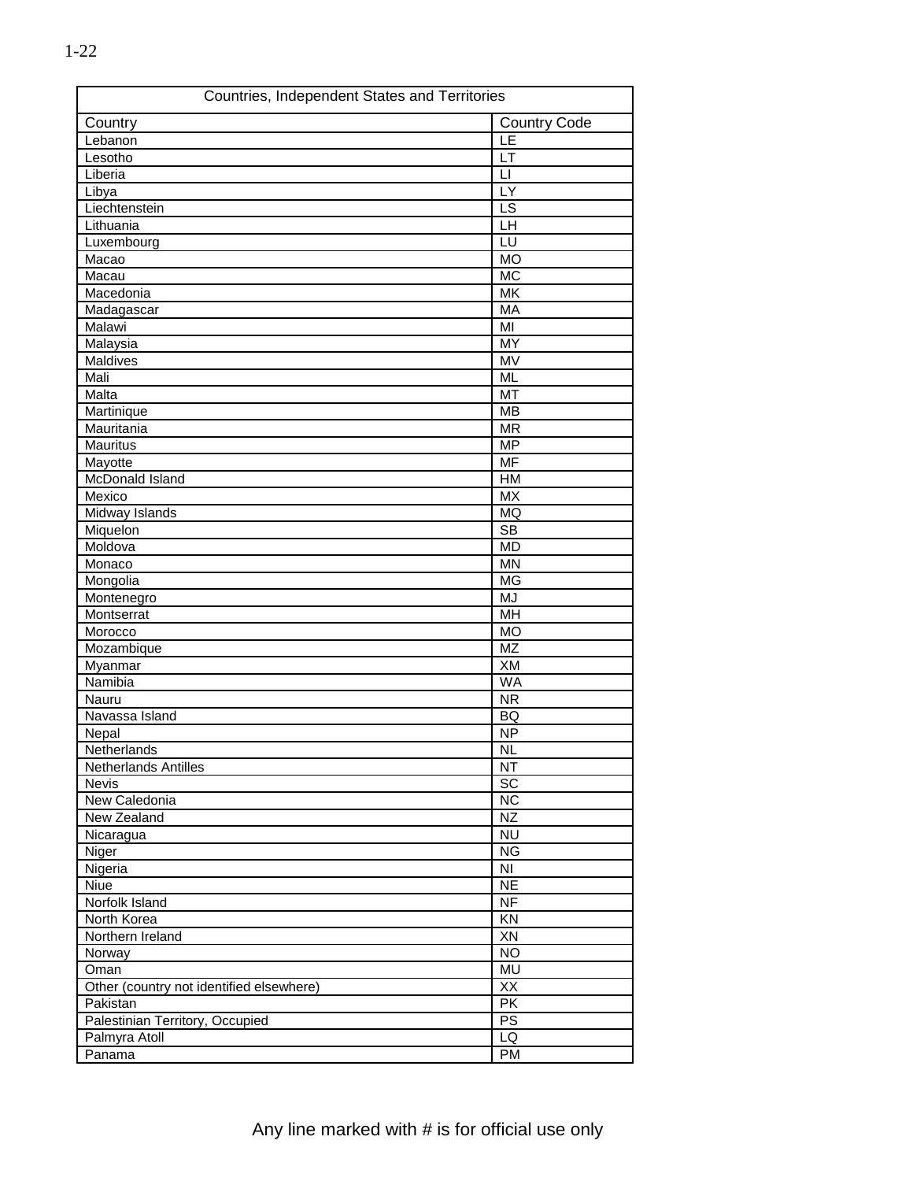| Countries, Independent States and Territories | |
|---|---|
| Country | Country Code |
| Lebanon | LE |
| Lesotho | LT |
| Liberia | LI |
| Libya | LY |
| Liechtenstein | LS |
| Lithuania | LH |
| Luxembourg | LU |
| Macao | MO |
| Macau | MC |
| Macedonia | MK |
| Madagascar | MA |
| Malawi | MI |
| Malaysia | MY |
| Maldives | MV |
| Mali | ML |
| Malta | MT |
| Martinique | MB |
| Mauritania | MR |
| Mauritus | MP |
| Mayotte | MF |
| McDonald Island | HM |
| Mexico | MX |
| Midway Islands | MQ |
| Miquelon | SB |
| Moldova | MD |
| Monaco | MN |
| Mongolia | MG |
| Montenegro | MJ |
| Montserrat | MH |
| Morocco | MO |
| Mozambique | MZ |
| Myanmar | XM |
| Namibia | WA |
| Nauru | NR |
| Navassa Island | BQ |
| Nepal | NP |
| Netherlands | NL |
| Netherlands Antilles | NT |
| Nevis | SC |
| New Caledonia | NC |
| New Zealand | NZ |
| Nicaragua | NU |
| Niger | NG |
| Nigeria | NI |
| Niue | NE |
| Norfolk Island | NF |
| North Korea | KN |
| Northern Ireland | XN |
| Norway | NO |
| Oman | MU |
| Other (country not identified elsewhere) | XX |
| Pakistan | PK |
| Palestinian Territory, Occupied | PS |
| Palmyra Atoll | LQ |
| Panama | PM |

Any line marked with # is for official use only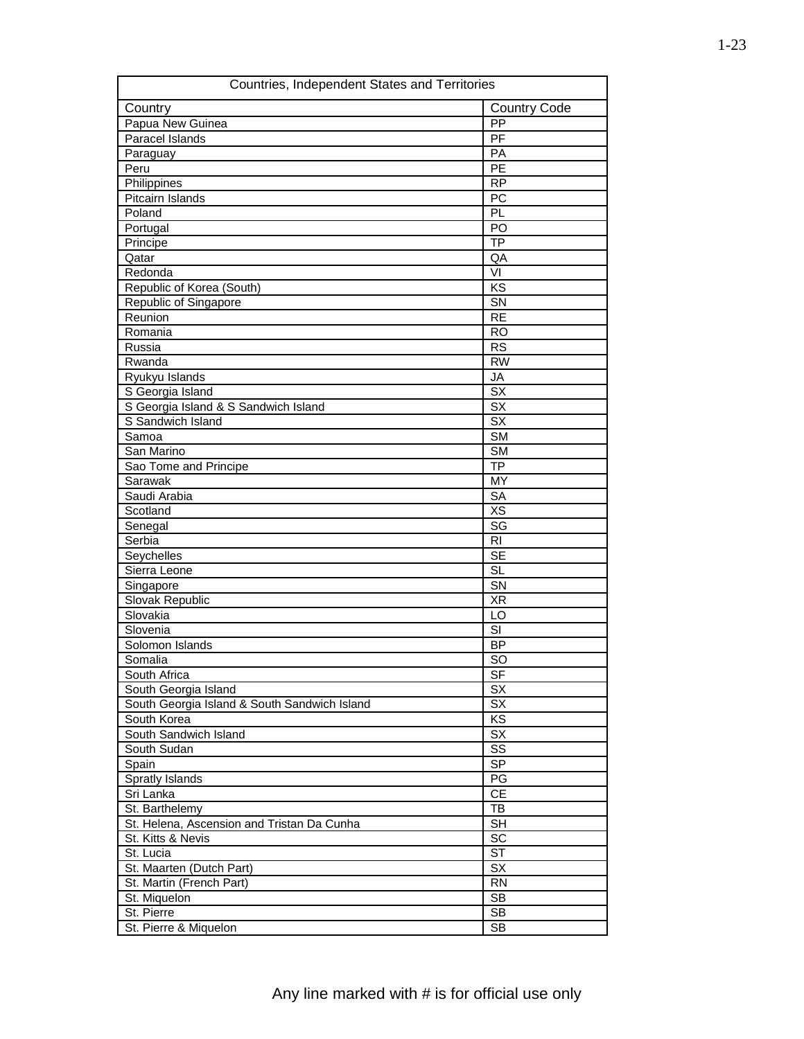| Countries, Independent States and Territories | |
|---|---|
| Country | Country Code |
| Papua New Guinea | PP |
| Paracel Islands | PF |
| Paraguay | PA |
| Peru | PE |
| Philippines | RP |
| Pitcairn Islands | PC |
| Poland | PL |
| Portugal | PO |
| Principe | TP |
| Qatar | QA |
| Redonda | VI |
| Republic of Korea (South) | KS |
| Republic of Singapore | SN |
| Reunion | RE |
| Romania | RO |
| Russia | RS |
| Rwanda | RW |
| Ryukyu Islands | JA |
| S Georgia Island | SX |
| S Georgia Island & S Sandwich Island | SX |
| S Sandwich Island | SX |
| Samoa | SM |
| San Marino | SM |
| Sao Tome and Principe | TP |
| Sarawak | MY |
| Saudi Arabia | SA |
| Scotland | XS |
| Senegal | SG |
| Serbia | RI |
| Seychelles | SE |
| Sierra Leone | SL |
| Singapore | SN |
| Slovak Republic | XR |
| Slovakia | LO |
| Slovenia | SI |
| Solomon Islands | BP |
| Somalia | SO |
| South Africa | SF |
| South Georgia Island | SX |
| South Georgia Island & South Sandwich Island | SX |
| South Korea | KS |
| South Sandwich Island | SX |
| South Sudan | SS |
| Spain | SP |
| Spratly Islands | PG |
| Sri Lanka | CE |
| St. Barthelemy | TB |
| St. Helena, Ascension and Tristan Da Cunha | SH |
| St. Kitts & Nevis | SC |
| St. Lucia | ST |
| St. Maarten (Dutch Part) | SX |
| St. Martin (French Part) | RN |
| St. Miquelon | SB |
| St. Pierre | SB |
| St. Pierre & Miquelon | SB |

Any line marked with # is for official use only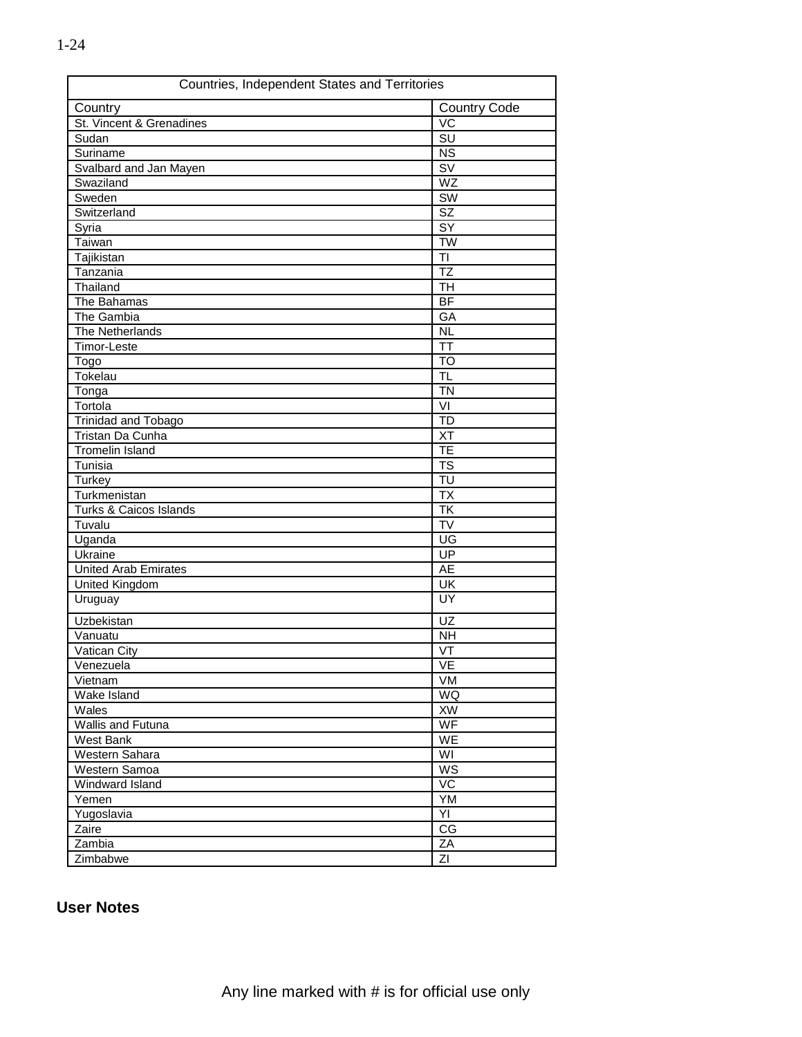| Countries, Independent States and Territories | |
|---|---|
| Country | Country Code |
| St. Vincent & Grenadines | VC |
| Sudan | SU |
| Suriname | NS |
| Svalbard and Jan Mayen | SV |
| Swaziland | WZ |
| Sweden | SW |
| Switzerland | SZ |
| Syria | SY |
| Taiwan | TW |
| Tajikistan | TI |
| Tanzania | TZ |
| Thailand | TH |
| The Bahamas | BF |
| The Gambia | GA |
| The Netherlands | NL |
| Timor-Leste | TT |
| Togo | TO |
| Tokelau | TL |
| Tonga | TN |
| Tortola | VI |
| Trinidad and Tobago | TD |
| Tristan Da Cunha | XT |
| Tromelin Island | TE |
| Tunisia | TS |
| Turkey | TU |
| Turkmenistan | TX |
| Turks & Caicos Islands | TK |
| Tuvalu | TV |
| Uganda | UG |
| Ukraine | UP |
| United Arab Emirates | AE |
| United Kingdom | UK |
| Uruguay | UY |
| Uzbekistan | UZ |
| Vanuatu | NH |
| Vatican City | VT |
| Venezuela | VE |
| Vietnam | VM |
| Wake Island | WQ |
| Wales | XW |
| Wallis and Futuna | WF |
| West Bank | WE |
| Western Sahara | WI |
| Western Samoa | WS |
| Windward Island | VC |
| Yemen | YM |
| Yugoslavia | YI |
| Zaire | CG |
| Zambia | ZA |
| Zimbabwe | ZI |

**User Notes**

Any line marked with # is for official use only